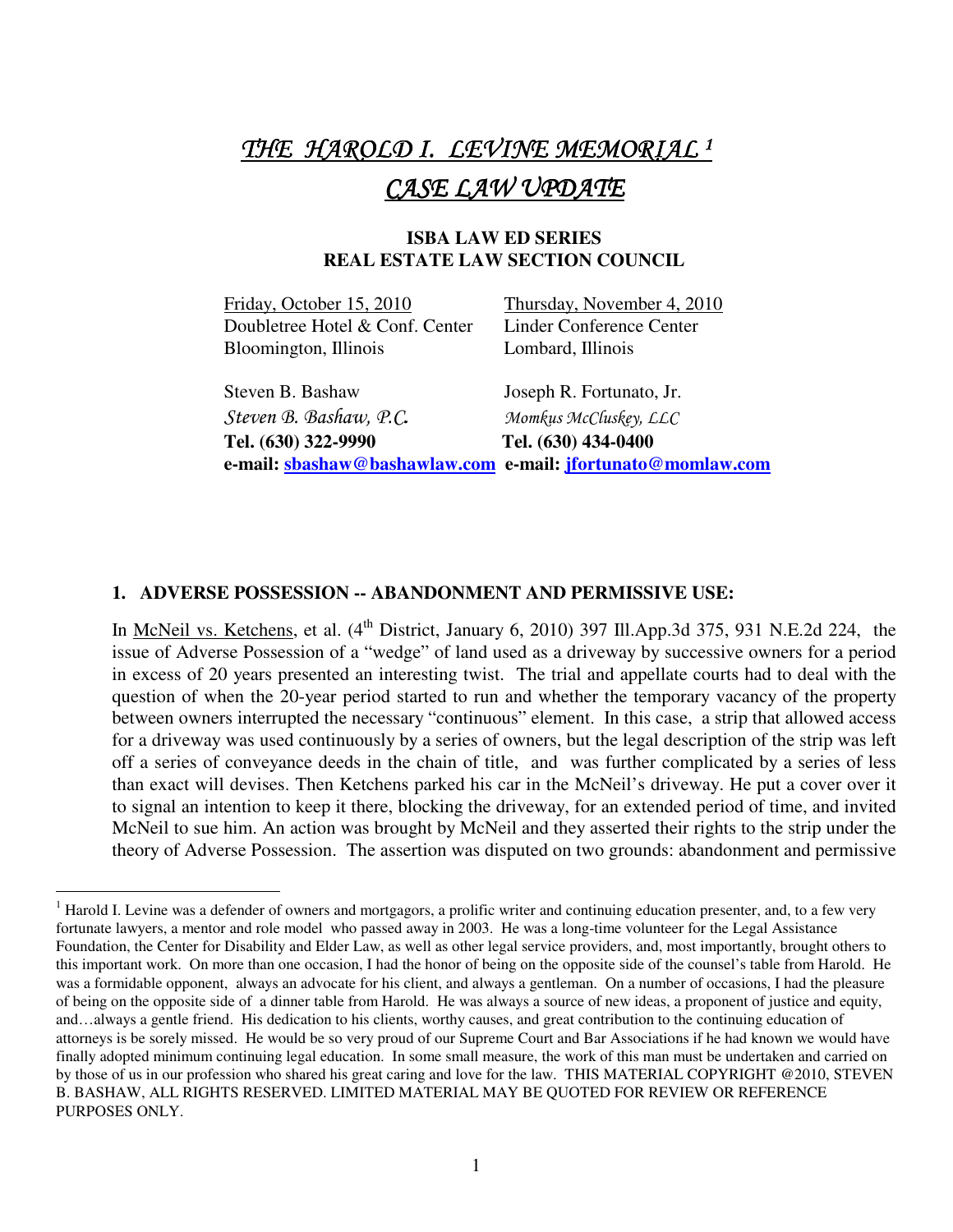# *THE HAROLD I. LEVINE MEMORIAL [1] CASE LAW UPDATE*

**ISBA LAW ED SERIES**
**REAL ESTATE LAW SECTION COUNCIL**

| | |
|---|---|
| Friday, October 15, 2010 | Thursday, November 4, 2010 |
| Doubletree Hotel & Conf. Center | Linder Conference Center |
| Bloomington, Illinois | Lombard, Illinois |
| | |
| Steven B. Bashaw | Joseph R. Fortunato, Jr. |
| *Steven B. Bashaw, P.C.* | *Momkus McCluskey, LLC* |
| **Tel. (630) 322-9990** | **Tel. (630) 434-0400** |
| **e-mail: sbashaw@bashawlaw.com** | **e-mail: jfortunato@momlaw.com** |

## 1. ADVERSE POSSESSION -- ABANDONMENT AND PERMISSIVE USE:

In McNeil vs. Ketchens, et al. (4th District, January 6, 2010) 397 Ill.App.3d 375, 931 N.E.2d 224, the issue of Adverse Possession of a "wedge" of land used as a driveway by successive owners for a period in excess of 20 years presented an interesting twist. The trial and appellate courts had to deal with the question of when the 20-year period started to run and whether the temporary vacancy of the property between owners interrupted the necessary "continuous" element. In this case, a strip that allowed access for a driveway was used continuously by a series of owners, but the legal description of the strip was left off a series of conveyance deeds in the chain of title, and was further complicated by a series of less than exact will devises. Then Ketchens parked his car in the McNeil's driveway. He put a cover over it to signal an intention to keep it there, blocking the driveway, for an extended period of time, and invited McNeil to sue him. An action was brought by McNeil and they asserted their rights to the strip under the theory of Adverse Possession. The assertion was disputed on two grounds: abandonment and permissive

---

[1] Harold I. Levine was a defender of owners and mortgagors, a prolific writer and continuing education presenter, and, to a few very fortunate lawyers, a mentor and role model who passed away in 2003. He was a long-time volunteer for the Legal Assistance Foundation, the Center for Disability and Elder Law, as well as other legal service providers, and, most importantly, brought others to this important work. On more than one occasion, I had the honor of being on the opposite side of the counsel's table from Harold. He was a formidable opponent, always an advocate for his client, and always a gentleman. On a number of occasions, I had the pleasure of being on the opposite side of a dinner table from Harold. He was always a source of new ideas, a proponent of justice and equity, and…always a gentle friend. His dedication to his clients, worthy causes, and great contribution to the continuing education of attorneys is be sorely missed. He would be so very proud of our Supreme Court and Bar Associations if he had known we would have finally adopted minimum continuing legal education. In some small measure, the work of this man must be undertaken and carried on by those of us in our profession who shared his great caring and love for the law. THIS MATERIAL COPYRIGHT @2010, STEVEN B. BASHAW, ALL RIGHTS RESERVED. LIMITED MATERIAL MAY BE QUOTED FOR REVIEW OR REFERENCE PURPOSES ONLY.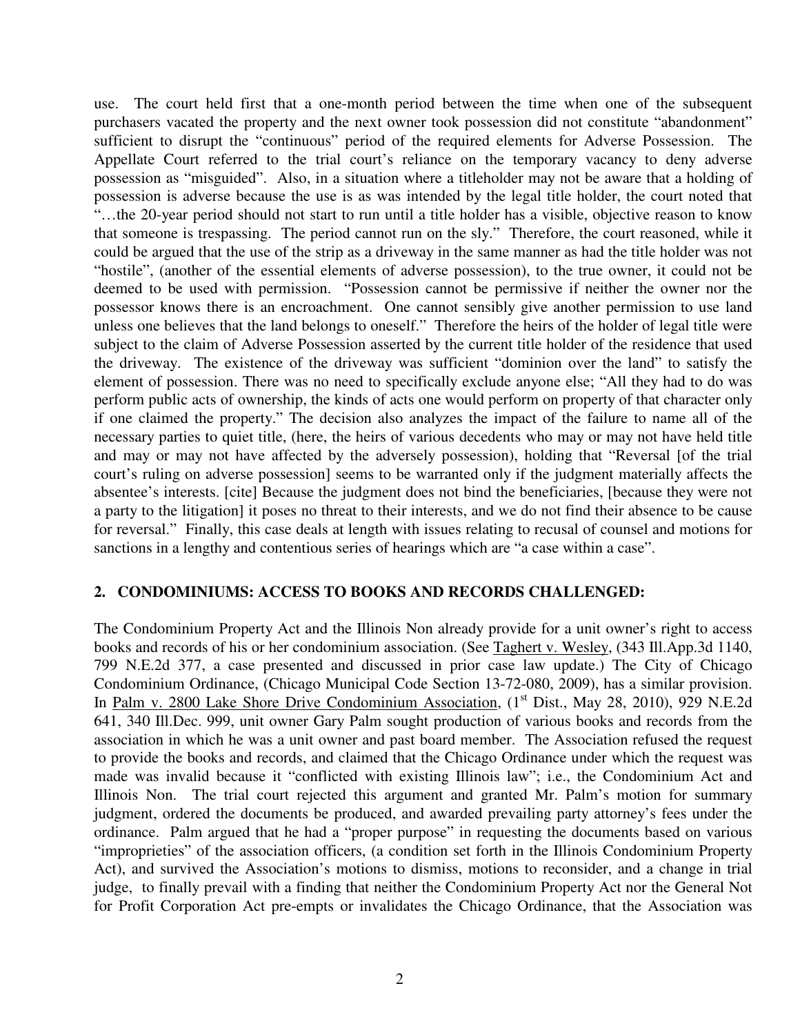use. The court held first that a one-month period between the time when one of the subsequent purchasers vacated the property and the next owner took possession did not constitute "abandonment" sufficient to disrupt the "continuous" period of the required elements for Adverse Possession. The Appellate Court referred to the trial court's reliance on the temporary vacancy to deny adverse possession as "misguided". Also, in a situation where a titleholder may not be aware that a holding of possession is adverse because the use is as was intended by the legal title holder, the court noted that "…the 20-year period should not start to run until a title holder has a visible, objective reason to know that someone is trespassing. The period cannot run on the sly." Therefore, the court reasoned, while it could be argued that the use of the strip as a driveway in the same manner as had the title holder was not "hostile", (another of the essential elements of adverse possession), to the true owner, it could not be deemed to be used with permission. "Possession cannot be permissive if neither the owner nor the possessor knows there is an encroachment. One cannot sensibly give another permission to use land unless one believes that the land belongs to oneself." Therefore the heirs of the holder of legal title were subject to the claim of Adverse Possession asserted by the current title holder of the residence that used the driveway. The existence of the driveway was sufficient "dominion over the land" to satisfy the element of possession. There was no need to specifically exclude anyone else; "All they had to do was perform public acts of ownership, the kinds of acts one would perform on property of that character only if one claimed the property." The decision also analyzes the impact of the failure to name all of the necessary parties to quiet title, (here, the heirs of various decedents who may or may not have held title and may or may not have affected by the adversely possession), holding that "Reversal [of the trial court's ruling on adverse possession] seems to be warranted only if the judgment materially affects the absentee's interests. [cite] Because the judgment does not bind the beneficiaries, [because they were not a party to the litigation] it poses no threat to their interests, and we do not find their absence to be cause for reversal." Finally, this case deals at length with issues relating to recusal of counsel and motions for sanctions in a lengthy and contentious series of hearings which are "a case within a case".

## 2. CONDOMINIUMS: ACCESS TO BOOKS AND RECORDS CHALLENGED:

The Condominium Property Act and the Illinois Non already provide for a unit owner's right to access books and records of his or her condominium association. (See Taghert v. Wesley, (343 Ill.App.3d 1140, 799 N.E.2d 377, a case presented and discussed in prior case law update.) The City of Chicago Condominium Ordinance, (Chicago Municipal Code Section 13-72-080, 2009), has a similar provision. In Palm v. 2800 Lake Shore Drive Condominium Association, (1st Dist., May 28, 2010), 929 N.E.2d 641, 340 Ill.Dec. 999, unit owner Gary Palm sought production of various books and records from the association in which he was a unit owner and past board member. The Association refused the request to provide the books and records, and claimed that the Chicago Ordinance under which the request was made was invalid because it "conflicted with existing Illinois law"; i.e., the Condominium Act and Illinois Non. The trial court rejected this argument and granted Mr. Palm's motion for summary judgment, ordered the documents be produced, and awarded prevailing party attorney's fees under the ordinance. Palm argued that he had a "proper purpose" in requesting the documents based on various "improprieties" of the association officers, (a condition set forth in the Illinois Condominium Property Act), and survived the Association's motions to dismiss, motions to reconsider, and a change in trial judge, to finally prevail with a finding that neither the Condominium Property Act nor the General Not for Profit Corporation Act pre-empts or invalidates the Chicago Ordinance, that the Association was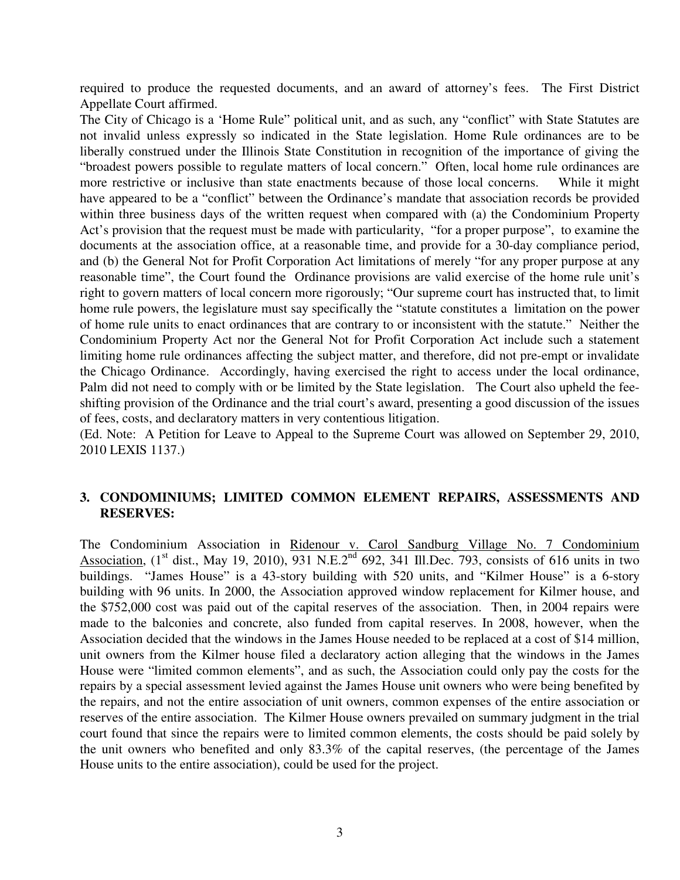required to produce the requested documents, and an award of attorney's fees. The First District Appellate Court affirmed.

The City of Chicago is a 'Home Rule" political unit, and as such, any "conflict" with State Statutes are not invalid unless expressly so indicated in the State legislation. Home Rule ordinances are to be liberally construed under the Illinois State Constitution in recognition of the importance of giving the "broadest powers possible to regulate matters of local concern." Often, local home rule ordinances are more restrictive or inclusive than state enactments because of those local concerns. While it might have appeared to be a "conflict" between the Ordinance's mandate that association records be provided within three business days of the written request when compared with (a) the Condominium Property Act's provision that the request must be made with particularity, "for a proper purpose", to examine the documents at the association office, at a reasonable time, and provide for a 30-day compliance period, and (b) the General Not for Profit Corporation Act limitations of merely "for any proper purpose at any reasonable time", the Court found the Ordinance provisions are valid exercise of the home rule unit's right to govern matters of local concern more rigorously; "Our supreme court has instructed that, to limit home rule powers, the legislature must say specifically the "statute constitutes a limitation on the power of home rule units to enact ordinances that are contrary to or inconsistent with the statute." Neither the Condominium Property Act nor the General Not for Profit Corporation Act include such a statement limiting home rule ordinances affecting the subject matter, and therefore, did not pre-empt or invalidate the Chicago Ordinance. Accordingly, having exercised the right to access under the local ordinance, Palm did not need to comply with or be limited by the State legislation. The Court also upheld the fee-shifting provision of the Ordinance and the trial court's award, presenting a good discussion of the issues of fees, costs, and declaratory matters in very contentious litigation.

(Ed. Note: A Petition for Leave to Appeal to the Supreme Court was allowed on September 29, 2010, 2010 LEXIS 1137.)

### 3. CONDOMINIUMS; LIMITED COMMON ELEMENT REPAIRS, ASSESSMENTS AND RESERVES:

The Condominium Association in Ridenour v. Carol Sandburg Village No. 7 Condominium Association, (1st dist., May 19, 2010), 931 N.E.2nd 692, 341 Ill.Dec. 793, consists of 616 units in two buildings. "James House" is a 43-story building with 520 units, and "Kilmer House" is a 6-story building with 96 units. In 2000, the Association approved window replacement for Kilmer house, and the $752,000 cost was paid out of the capital reserves of the association. Then, in 2004 repairs were made to the balconies and concrete, also funded from capital reserves. In 2008, however, when the Association decided that the windows in the James House needed to be replaced at a cost of $14 million, unit owners from the Kilmer house filed a declaratory action alleging that the windows in the James House were "limited common elements", and as such, the Association could only pay the costs for the repairs by a special assessment levied against the James House unit owners who were being benefited by the repairs, and not the entire association of unit owners, common expenses of the entire association or reserves of the entire association. The Kilmer House owners prevailed on summary judgment in the trial court found that since the repairs were to limited common elements, the costs should be paid solely by the unit owners who benefited and only 83.3% of the capital reserves, (the percentage of the James House units to the entire association), could be used for the project.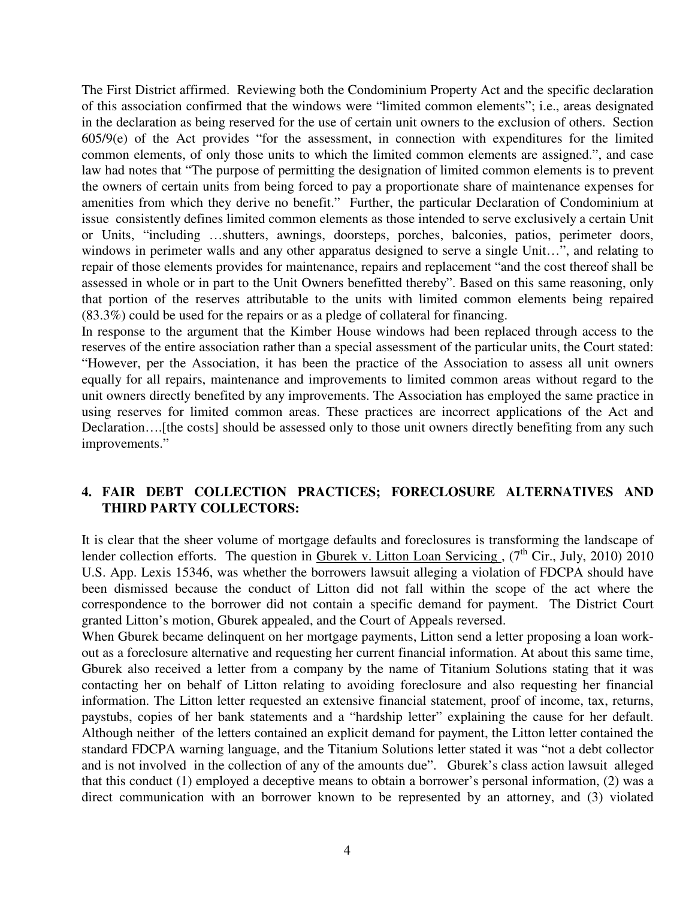The First District affirmed. Reviewing both the Condominium Property Act and the specific declaration of this association confirmed that the windows were "limited common elements"; i.e., areas designated in the declaration as being reserved for the use of certain unit owners to the exclusion of others. Section 605/9(e) of the Act provides "for the assessment, in connection with expenditures for the limited common elements, of only those units to which the limited common elements are assigned.", and case law had notes that "The purpose of permitting the designation of limited common elements is to prevent the owners of certain units from being forced to pay a proportionate share of maintenance expenses for amenities from which they derive no benefit." Further, the particular Declaration of Condominium at issue consistently defines limited common elements as those intended to serve exclusively a certain Unit or Units, "including …shutters, awnings, doorsteps, porches, balconies, patios, perimeter doors, windows in perimeter walls and any other apparatus designed to serve a single Unit…", and relating to repair of those elements provides for maintenance, repairs and replacement "and the cost thereof shall be assessed in whole or in part to the Unit Owners benefitted thereby". Based on this same reasoning, only that portion of the reserves attributable to the units with limited common elements being repaired (83.3%) could be used for the repairs or as a pledge of collateral for financing.

In response to the argument that the Kimber House windows had been replaced through access to the reserves of the entire association rather than a special assessment of the particular units, the Court stated: "However, per the Association, it has been the practice of the Association to assess all unit owners equally for all repairs, maintenance and improvements to limited common areas without regard to the unit owners directly benefited by any improvements. The Association has employed the same practice in using reserves for limited common areas. These practices are incorrect applications of the Act and Declaration….[the costs] should be assessed only to those unit owners directly benefiting from any such improvements."

## 4. FAIR DEBT COLLECTION PRACTICES; FORECLOSURE ALTERNATIVES AND THIRD PARTY COLLECTORS:

It is clear that the sheer volume of mortgage defaults and foreclosures is transforming the landscape of lender collection efforts. The question in Gburek v. Litton Loan Servicing , (7th Cir., July, 2010) 2010 U.S. App. Lexis 15346, was whether the borrowers lawsuit alleging a violation of FDCPA should have been dismissed because the conduct of Litton did not fall within the scope of the act where the correspondence to the borrower did not contain a specific demand for payment. The District Court granted Litton's motion, Gburek appealed, and the Court of Appeals reversed.

When Gburek became delinquent on her mortgage payments, Litton send a letter proposing a loan work-out as a foreclosure alternative and requesting her current financial information. At about this same time, Gburek also received a letter from a company by the name of Titanium Solutions stating that it was contacting her on behalf of Litton relating to avoiding foreclosure and also requesting her financial information. The Litton letter requested an extensive financial statement, proof of income, tax, returns, paystubs, copies of her bank statements and a "hardship letter" explaining the cause for her default. Although neither of the letters contained an explicit demand for payment, the Litton letter contained the standard FDCPA warning language, and the Titanium Solutions letter stated it was "not a debt collector and is not involved in the collection of any of the amounts due". Gburek's class action lawsuit alleged that this conduct (1) employed a deceptive means to obtain a borrower's personal information, (2) was a direct communication with an borrower known to be represented by an attorney, and (3) violated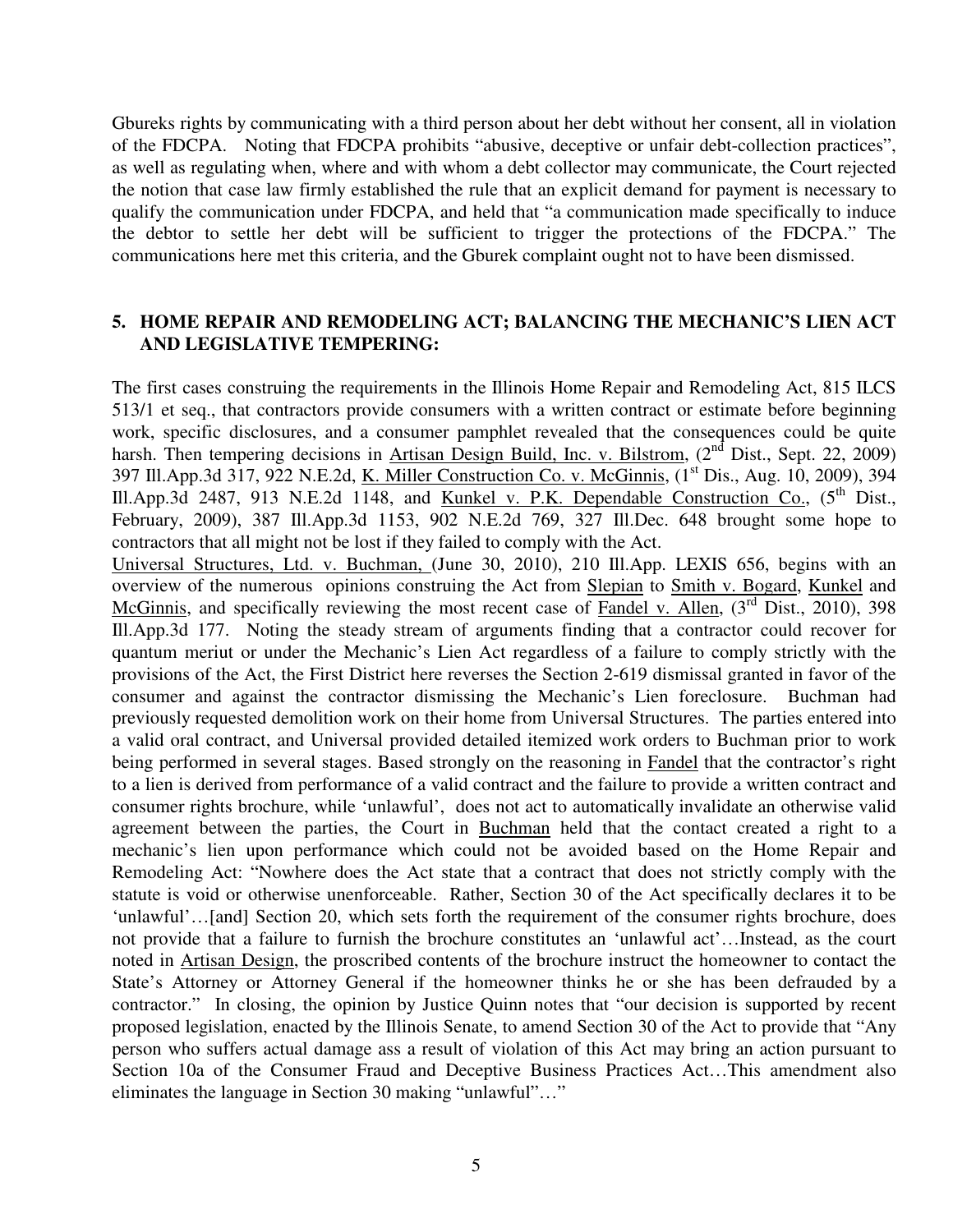Gbureks rights by communicating with a third person about her debt without her consent, all in violation of the FDCPA. Noting that FDCPA prohibits "abusive, deceptive or unfair debt-collection practices", as well as regulating when, where and with whom a debt collector may communicate, the Court rejected the notion that case law firmly established the rule that an explicit demand for payment is necessary to qualify the communication under FDCPA, and held that "a communication made specifically to induce the debtor to settle her debt will be sufficient to trigger the protections of the FDCPA." The communications here met this criteria, and the Gburek complaint ought not to have been dismissed.

## 5. HOME REPAIR AND REMODELING ACT; BALANCING THE MECHANIC'S LIEN ACT AND LEGISLATIVE TEMPERING:

The first cases construing the requirements in the Illinois Home Repair and Remodeling Act, 815 ILCS 513/1 et seq., that contractors provide consumers with a written contract or estimate before beginning work, specific disclosures, and a consumer pamphlet revealed that the consequences could be quite harsh. Then tempering decisions in Artisan Design Build, Inc. v. Bilstrom, (2nd Dist., Sept. 22, 2009) 397 Ill.App.3d 317, 922 N.E.2d, K. Miller Construction Co. v. McGinnis, (1st Dis., Aug. 10, 2009), 394 Ill.App.3d 2487, 913 N.E.2d 1148, and Kunkel v. P.K. Dependable Construction Co., (5th Dist., February, 2009), 387 Ill.App.3d 1153, 902 N.E.2d 769, 327 Ill.Dec. 648 brought some hope to contractors that all might not be lost if they failed to comply with the Act.

Universal Structures, Ltd. v. Buchman, (June 30, 2010), 210 Ill.App. LEXIS 656, begins with an overview of the numerous opinions construing the Act from Slepian to Smith v. Bogard, Kunkel and McGinnis, and specifically reviewing the most recent case of Fandel v. Allen, (3rd Dist., 2010), 398 Ill.App.3d 177. Noting the steady stream of arguments finding that a contractor could recover for quantum meriut or under the Mechanic's Lien Act regardless of a failure to comply strictly with the provisions of the Act, the First District here reverses the Section 2-619 dismissal granted in favor of the consumer and against the contractor dismissing the Mechanic's Lien foreclosure. Buchman had previously requested demolition work on their home from Universal Structures. The parties entered into a valid oral contract, and Universal provided detailed itemized work orders to Buchman prior to work being performed in several stages. Based strongly on the reasoning in Fandel that the contractor's right to a lien is derived from performance of a valid contract and the failure to provide a written contract and consumer rights brochure, while 'unlawful', does not act to automatically invalidate an otherwise valid agreement between the parties, the Court in Buchman held that the contact created a right to a mechanic's lien upon performance which could not be avoided based on the Home Repair and Remodeling Act: "Nowhere does the Act state that a contract that does not strictly comply with the statute is void or otherwise unenforceable. Rather, Section 30 of the Act specifically declares it to be 'unlawful'…[and] Section 20, which sets forth the requirement of the consumer rights brochure, does not provide that a failure to furnish the brochure constitutes an 'unlawful act'…Instead, as the court noted in Artisan Design, the proscribed contents of the brochure instruct the homeowner to contact the State's Attorney or Attorney General if the homeowner thinks he or she has been defrauded by a contractor." In closing, the opinion by Justice Quinn notes that "our decision is supported by recent proposed legislation, enacted by the Illinois Senate, to amend Section 30 of the Act to provide that "Any person who suffers actual damage ass a result of violation of this Act may bring an action pursuant to Section 10a of the Consumer Fraud and Deceptive Business Practices Act…This amendment also eliminates the language in Section 30 making "unlawful"…"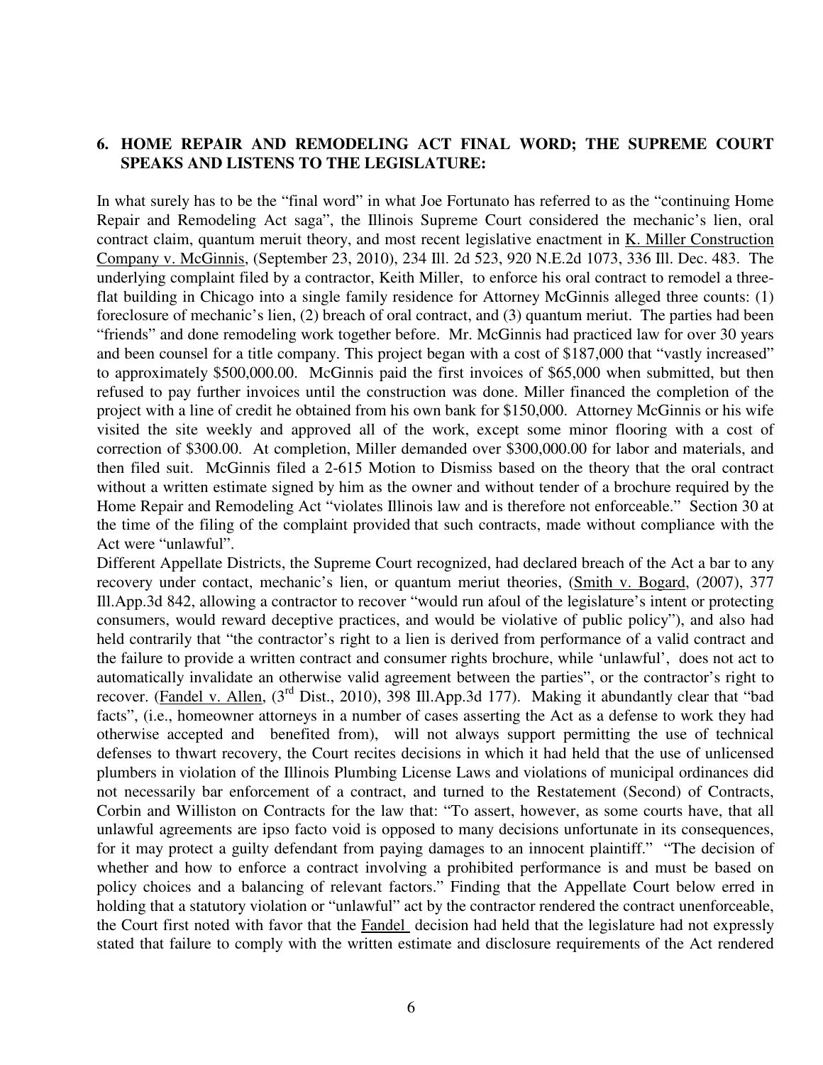## 6. HOME REPAIR AND REMODELING ACT FINAL WORD; THE SUPREME COURT SPEAKS AND LISTENS TO THE LEGISLATURE:

In what surely has to be the "final word" in what Joe Fortunato has referred to as the "continuing Home Repair and Remodeling Act saga", the Illinois Supreme Court considered the mechanic's lien, oral contract claim, quantum meruit theory, and most recent legislative enactment in <u>K. Miller Construction Company v. McGinnis</u>, (September 23, 2010), 234 Ill. 2d 523, 920 N.E.2d 1073, 336 Ill. Dec. 483. The underlying complaint filed by a contractor, Keith Miller, to enforce his oral contract to remodel a three-flat building in Chicago into a single family residence for Attorney McGinnis alleged three counts: (1) foreclosure of mechanic's lien, (2) breach of oral contract, and (3) quantum meriut. The parties had been "friends" and done remodeling work together before. Mr. McGinnis had practiced law for over 30 years and been counsel for a title company. This project began with a cost of $187,000 that "vastly increased" to approximately $500,000.00. McGinnis paid the first invoices of $65,000 when submitted, but then refused to pay further invoices until the construction was done. Miller financed the completion of the project with a line of credit he obtained from his own bank for $150,000. Attorney McGinnis or his wife visited the site weekly and approved all of the work, except some minor flooring with a cost of correction of $300.00. At completion, Miller demanded over $300,000.00 for labor and materials, and then filed suit. McGinnis filed a 2-615 Motion to Dismiss based on the theory that the oral contract without a written estimate signed by him as the owner and without tender of a brochure required by the Home Repair and Remodeling Act "violates Illinois law and is therefore not enforceable." Section 30 at the time of the filing of the complaint provided that such contracts, made without compliance with the Act were "unlawful".

Different Appellate Districts, the Supreme Court recognized, had declared breach of the Act a bar to any recovery under contact, mechanic's lien, or quantum meriut theories, (<u>Smith v. Bogard</u>, (2007), 377 Ill.App.3d 842, allowing a contractor to recover "would run afoul of the legislature's intent or protecting consumers, would reward deceptive practices, and would be violative of public policy"), and also had held contrarily that "the contractor's right to a lien is derived from performance of a valid contract and the failure to provide a written contract and consumer rights brochure, while 'unlawful', does not act to automatically invalidate an otherwise valid agreement between the parties", or the contractor's right to recover. (<u>Fandel v. Allen</u>, (3rd Dist., 2010), 398 Ill.App.3d 177). Making it abundantly clear that "bad facts", (i.e., homeowner attorneys in a number of cases asserting the Act as a defense to work they had otherwise accepted and benefited from), will not always support permitting the use of technical defenses to thwart recovery, the Court recites decisions in which it had held that the use of unlicensed plumbers in violation of the Illinois Plumbing License Laws and violations of municipal ordinances did not necessarily bar enforcement of a contract, and turned to the Restatement (Second) of Contracts, Corbin and Williston on Contracts for the law that: "To assert, however, as some courts have, that all unlawful agreements are ipso facto void is opposed to many decisions unfortunate in its consequences, for it may protect a guilty defendant from paying damages to an innocent plaintiff." "The decision of whether and how to enforce a contract involving a prohibited performance is and must be based on policy choices and a balancing of relevant factors." Finding that the Appellate Court below erred in holding that a statutory violation or "unlawful" act by the contractor rendered the contract unenforceable, the Court first noted with favor that the <u>Fandel</u> decision had held that the legislature had not expressly stated that failure to comply with the written estimate and disclosure requirements of the Act rendered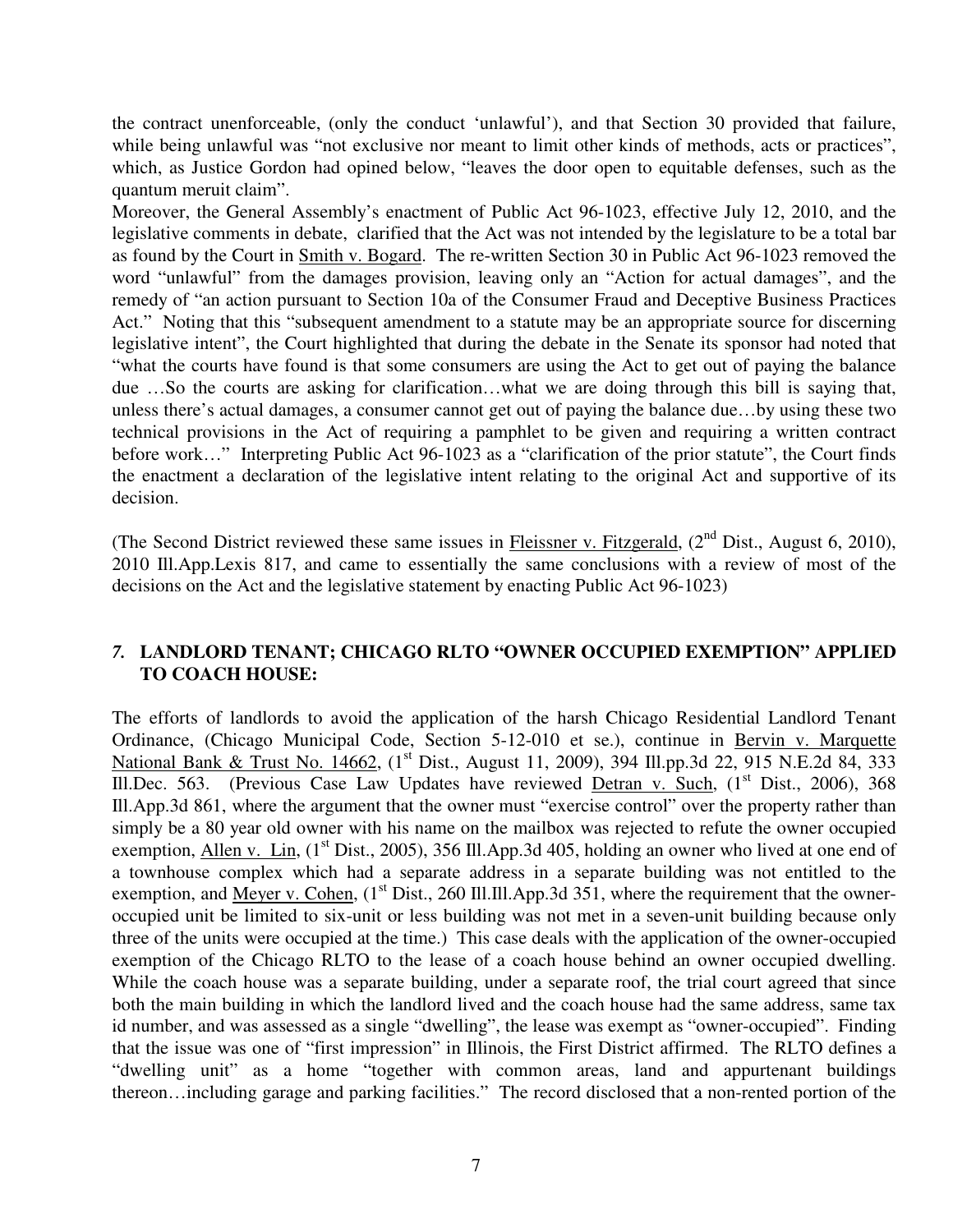the contract unenforceable, (only the conduct 'unlawful'), and that Section 30 provided that failure, while being unlawful was "not exclusive nor meant to limit other kinds of methods, acts or practices", which, as Justice Gordon had opined below, "leaves the door open to equitable defenses, such as the quantum meruit claim".

Moreover, the General Assembly's enactment of Public Act 96-1023, effective July 12, 2010, and the legislative comments in debate, clarified that the Act was not intended by the legislature to be a total bar as found by the Court in Smith v. Bogard. The re-written Section 30 in Public Act 96-1023 removed the word "unlawful" from the damages provision, leaving only an "Action for actual damages", and the remedy of "an action pursuant to Section 10a of the Consumer Fraud and Deceptive Business Practices Act." Noting that this "subsequent amendment to a statute may be an appropriate source for discerning legislative intent", the Court highlighted that during the debate in the Senate its sponsor had noted that "what the courts have found is that some consumers are using the Act to get out of paying the balance due …So the courts are asking for clarification…what we are doing through this bill is saying that, unless there's actual damages, a consumer cannot get out of paying the balance due…by using these two technical provisions in the Act of requiring a pamphlet to be given and requiring a written contract before work…" Interpreting Public Act 96-1023 as a "clarification of the prior statute", the Court finds the enactment a declaration of the legislative intent relating to the original Act and supportive of its decision.

(The Second District reviewed these same issues in Fleissner v. Fitzgerald, (2nd Dist., August 6, 2010), 2010 Ill.App.Lexis 817, and came to essentially the same conclusions with a review of most of the decisions on the Act and the legislative statement by enacting Public Act 96-1023)

### *7.* **LANDLORD TENANT; CHICAGO RLTO "OWNER OCCUPIED EXEMPTION" APPLIED TO COACH HOUSE:**

The efforts of landlords to avoid the application of the harsh Chicago Residential Landlord Tenant Ordinance, (Chicago Municipal Code, Section 5-12-010 et se.), continue in Bervin v. Marquette National Bank & Trust No. 14662, (1st Dist., August 11, 2009), 394 Ill.pp.3d 22, 915 N.E.2d 84, 333 Ill.Dec. 563. (Previous Case Law Updates have reviewed Detran v. Such, (1st Dist., 2006), 368 Ill.App.3d 861, where the argument that the owner must "exercise control" over the property rather than simply be a 80 year old owner with his name on the mailbox was rejected to refute the owner occupied exemption, Allen v. Lin, (1st Dist., 2005), 356 Ill.App.3d 405, holding an owner who lived at one end of a townhouse complex which had a separate address in a separate building was not entitled to the exemption, and Meyer v. Cohen, (1st Dist., 260 Ill.Ill.App.3d 351, where the requirement that the owner-occupied unit be limited to six-unit or less building was not met in a seven-unit building because only three of the units were occupied at the time.) This case deals with the application of the owner-occupied exemption of the Chicago RLTO to the lease of a coach house behind an owner occupied dwelling. While the coach house was a separate building, under a separate roof, the trial court agreed that since both the main building in which the landlord lived and the coach house had the same address, same tax id number, and was assessed as a single "dwelling", the lease was exempt as "owner-occupied". Finding that the issue was one of "first impression" in Illinois, the First District affirmed. The RLTO defines a "dwelling unit" as a home "together with common areas, land and appurtenant buildings thereon…including garage and parking facilities." The record disclosed that a non-rented portion of the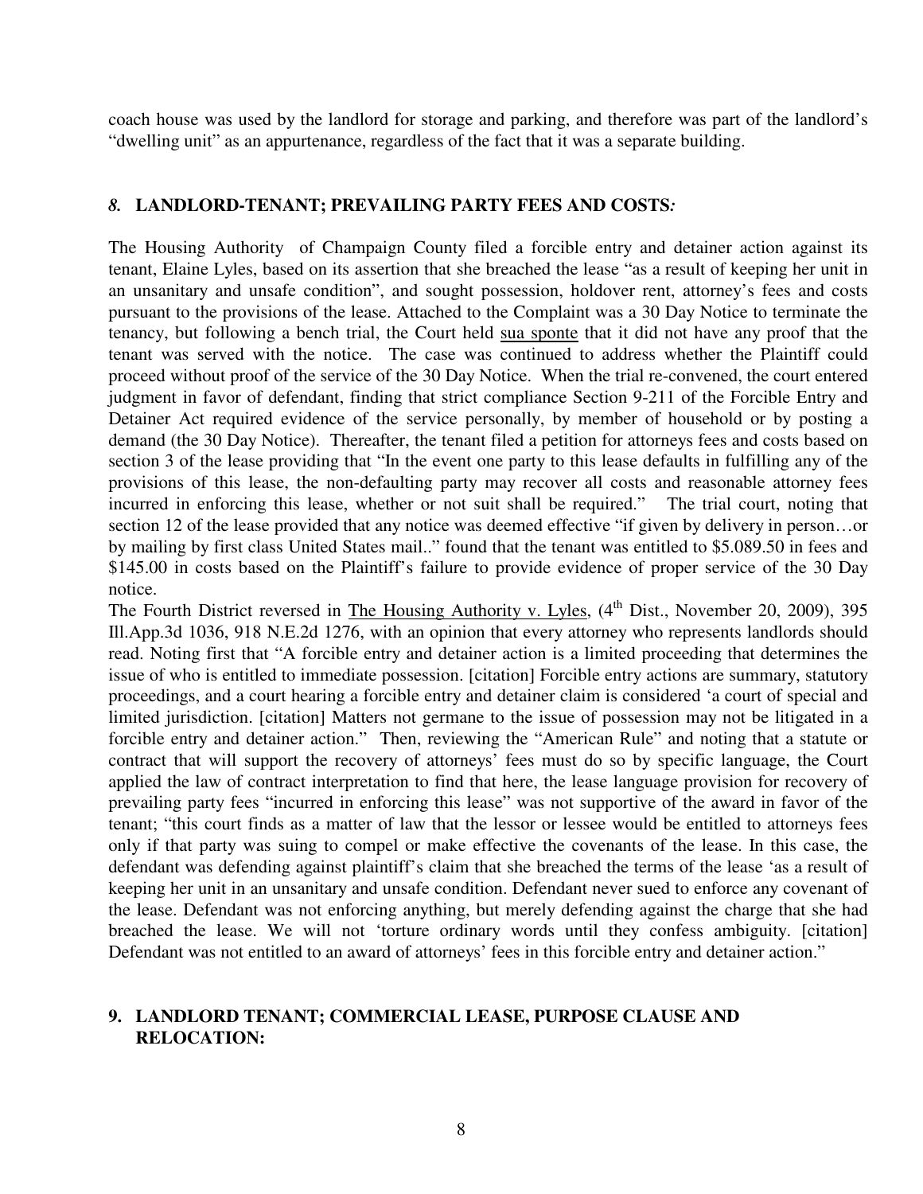coach house was used by the landlord for storage and parking, and therefore was part of the landlord's "dwelling unit" as an appurtenance, regardless of the fact that it was a separate building.

### *8.* **LANDLORD-TENANT; PREVAILING PARTY FEES AND COSTS*:***

The Housing Authority of Champaign County filed a forcible entry and detainer action against its tenant, Elaine Lyles, based on its assertion that she breached the lease "as a result of keeping her unit in an unsanitary and unsafe condition", and sought possession, holdover rent, attorney's fees and costs pursuant to the provisions of the lease. Attached to the Complaint was a 30 Day Notice to terminate the tenancy, but following a bench trial, the Court held sua sponte that it did not have any proof that the tenant was served with the notice. The case was continued to address whether the Plaintiff could proceed without proof of the service of the 30 Day Notice. When the trial re-convened, the court entered judgment in favor of defendant, finding that strict compliance Section 9-211 of the Forcible Entry and Detainer Act required evidence of the service personally, by member of household or by posting a demand (the 30 Day Notice). Thereafter, the tenant filed a petition for attorneys fees and costs based on section 3 of the lease providing that "In the event one party to this lease defaults in fulfilling any of the provisions of this lease, the non-defaulting party may recover all costs and reasonable attorney fees incurred in enforcing this lease, whether or not suit shall be required." The trial court, noting that section 12 of the lease provided that any notice was deemed effective "if given by delivery in person…or by mailing by first class United States mail.." found that the tenant was entitled to $5.089.50 in fees and $145.00 in costs based on the Plaintiff's failure to provide evidence of proper service of the 30 Day notice.

The Fourth District reversed in The Housing Authority v. Lyles, (4th Dist., November 20, 2009), 395 Ill.App.3d 1036, 918 N.E.2d 1276, with an opinion that every attorney who represents landlords should read. Noting first that "A forcible entry and detainer action is a limited proceeding that determines the issue of who is entitled to immediate possession. [citation] Forcible entry actions are summary, statutory proceedings, and a court hearing a forcible entry and detainer claim is considered 'a court of special and limited jurisdiction. [citation] Matters not germane to the issue of possession may not be litigated in a forcible entry and detainer action." Then, reviewing the "American Rule" and noting that a statute or contract that will support the recovery of attorneys' fees must do so by specific language, the Court applied the law of contract interpretation to find that here, the lease language provision for recovery of prevailing party fees "incurred in enforcing this lease" was not supportive of the award in favor of the tenant; "this court finds as a matter of law that the lessor or lessee would be entitled to attorneys fees only if that party was suing to compel or make effective the covenants of the lease. In this case, the defendant was defending against plaintiff's claim that she breached the terms of the lease 'as a result of keeping her unit in an unsanitary and unsafe condition. Defendant never sued to enforce any covenant of the lease. Defendant was not enforcing anything, but merely defending against the charge that she had breached the lease. We will not 'torture ordinary words until they confess ambiguity. [citation] Defendant was not entitled to an award of attorneys' fees in this forcible entry and detainer action."

### 9. **LANDLORD TENANT; COMMERCIAL LEASE, PURPOSE CLAUSE AND RELOCATION:**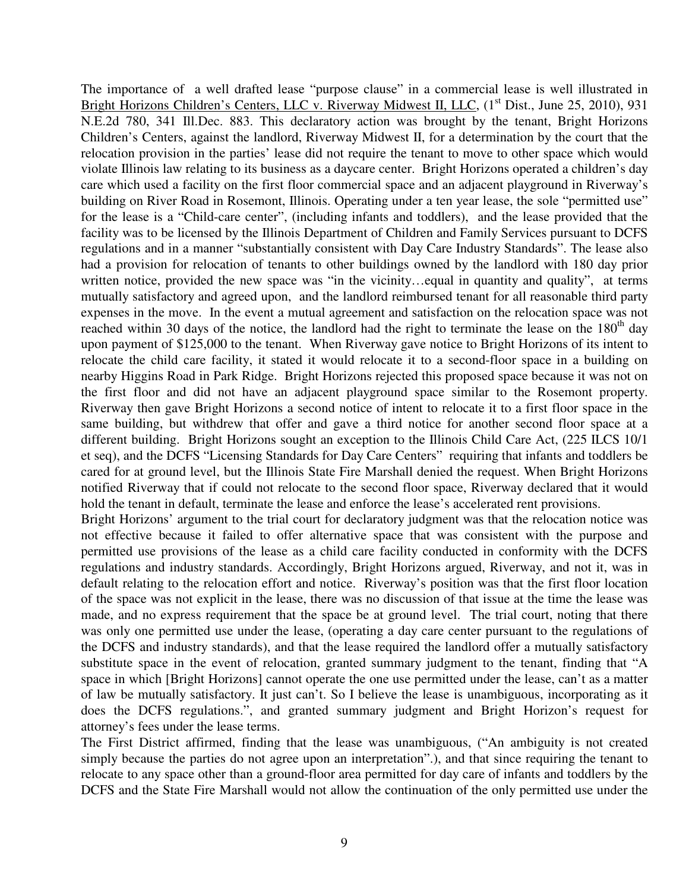The importance of a well drafted lease "purpose clause" in a commercial lease is well illustrated in Bright Horizons Children's Centers, LLC v. Riverway Midwest II, LLC, (1st Dist., June 25, 2010), 931 N.E.2d 780, 341 Ill.Dec. 883. This declaratory action was brought by the tenant, Bright Horizons Children's Centers, against the landlord, Riverway Midwest II, for a determination by the court that the relocation provision in the parties' lease did not require the tenant to move to other space which would violate Illinois law relating to its business as a daycare center. Bright Horizons operated a children's day care which used a facility on the first floor commercial space and an adjacent playground in Riverway's building on River Road in Rosemont, Illinois. Operating under a ten year lease, the sole "permitted use" for the lease is a "Child-care center", (including infants and toddlers), and the lease provided that the facility was to be licensed by the Illinois Department of Children and Family Services pursuant to DCFS regulations and in a manner "substantially consistent with Day Care Industry Standards". The lease also had a provision for relocation of tenants to other buildings owned by the landlord with 180 day prior written notice, provided the new space was "in the vicinity…equal in quantity and quality", at terms mutually satisfactory and agreed upon, and the landlord reimbursed tenant for all reasonable third party expenses in the move. In the event a mutual agreement and satisfaction on the relocation space was not reached within 30 days of the notice, the landlord had the right to terminate the lease on the 180th day upon payment of $125,000 to the tenant. When Riverway gave notice to Bright Horizons of its intent to relocate the child care facility, it stated it would relocate it to a second-floor space in a building on nearby Higgins Road in Park Ridge. Bright Horizons rejected this proposed space because it was not on the first floor and did not have an adjacent playground space similar to the Rosemont property. Riverway then gave Bright Horizons a second notice of intent to relocate it to a first floor space in the same building, but withdrew that offer and gave a third notice for another second floor space at a different building. Bright Horizons sought an exception to the Illinois Child Care Act, (225 ILCS 10/1 et seq), and the DCFS "Licensing Standards for Day Care Centers" requiring that infants and toddlers be cared for at ground level, but the Illinois State Fire Marshall denied the request. When Bright Horizons notified Riverway that if could not relocate to the second floor space, Riverway declared that it would hold the tenant in default, terminate the lease and enforce the lease's accelerated rent provisions.

Bright Horizons' argument to the trial court for declaratory judgment was that the relocation notice was not effective because it failed to offer alternative space that was consistent with the purpose and permitted use provisions of the lease as a child care facility conducted in conformity with the DCFS regulations and industry standards. Accordingly, Bright Horizons argued, Riverway, and not it, was in default relating to the relocation effort and notice. Riverway's position was that the first floor location of the space was not explicit in the lease, there was no discussion of that issue at the time the lease was made, and no express requirement that the space be at ground level. The trial court, noting that there was only one permitted use under the lease, (operating a day care center pursuant to the regulations of the DCFS and industry standards), and that the lease required the landlord offer a mutually satisfactory substitute space in the event of relocation, granted summary judgment to the tenant, finding that "A space in which [Bright Horizons] cannot operate the one use permitted under the lease, can't as a matter of law be mutually satisfactory. It just can't. So I believe the lease is unambiguous, incorporating as it does the DCFS regulations.", and granted summary judgment and Bright Horizon's request for attorney's fees under the lease terms.

The First District affirmed, finding that the lease was unambiguous, ("An ambiguity is not created simply because the parties do not agree upon an interpretation".), and that since requiring the tenant to relocate to any space other than a ground-floor area permitted for day care of infants and toddlers by the DCFS and the State Fire Marshall would not allow the continuation of the only permitted use under the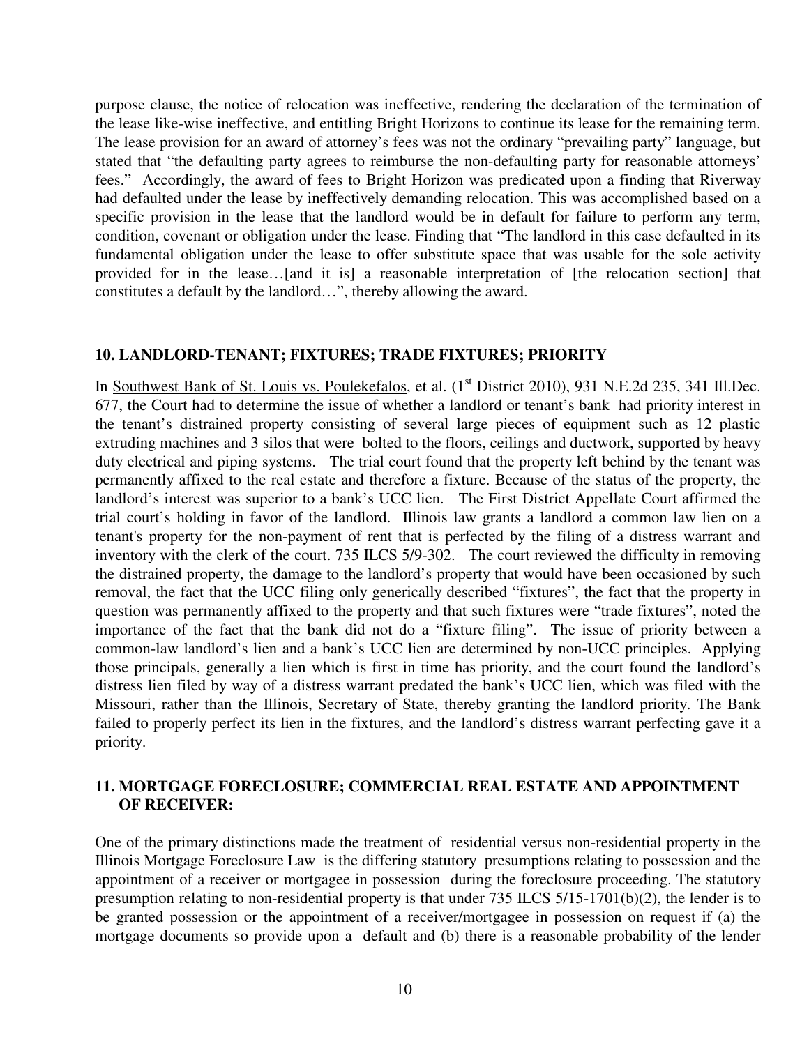purpose clause, the notice of relocation was ineffective, rendering the declaration of the termination of the lease like-wise ineffective, and entitling Bright Horizons to continue its lease for the remaining term. The lease provision for an award of attorney's fees was not the ordinary "prevailing party" language, but stated that "the defaulting party agrees to reimburse the non-defaulting party for reasonable attorneys' fees." Accordingly, the award of fees to Bright Horizon was predicated upon a finding that Riverway had defaulted under the lease by ineffectively demanding relocation. This was accomplished based on a specific provision in the lease that the landlord would be in default for failure to perform any term, condition, covenant or obligation under the lease. Finding that "The landlord in this case defaulted in its fundamental obligation under the lease to offer substitute space that was usable for the sole activity provided for in the lease…[and it is] a reasonable interpretation of [the relocation section] that constitutes a default by the landlord…", thereby allowing the award.

### 10. LANDLORD-TENANT; FIXTURES; TRADE FIXTURES; PRIORITY

In Southwest Bank of St. Louis vs. Poulekefalos, et al. (1st District 2010), 931 N.E.2d 235, 341 Ill.Dec. 677, the Court had to determine the issue of whether a landlord or tenant's bank had priority interest in the tenant's distrained property consisting of several large pieces of equipment such as 12 plastic extruding machines and 3 silos that were bolted to the floors, ceilings and ductwork, supported by heavy duty electrical and piping systems. The trial court found that the property left behind by the tenant was permanently affixed to the real estate and therefore a fixture. Because of the status of the property, the landlord's interest was superior to a bank's UCC lien. The First District Appellate Court affirmed the trial court's holding in favor of the landlord. Illinois law grants a landlord a common law lien on a tenant's property for the non-payment of rent that is perfected by the filing of a distress warrant and inventory with the clerk of the court. 735 ILCS 5/9-302. The court reviewed the difficulty in removing the distrained property, the damage to the landlord's property that would have been occasioned by such removal, the fact that the UCC filing only generically described "fixtures", the fact that the property in question was permanently affixed to the property and that such fixtures were "trade fixtures", noted the importance of the fact that the bank did not do a "fixture filing". The issue of priority between a common-law landlord's lien and a bank's UCC lien are determined by non-UCC principles. Applying those principals, generally a lien which is first in time has priority, and the court found the landlord's distress lien filed by way of a distress warrant predated the bank's UCC lien, which was filed with the Missouri, rather than the Illinois, Secretary of State, thereby granting the landlord priority. The Bank failed to properly perfect its lien in the fixtures, and the landlord's distress warrant perfecting gave it a priority.

### 11. MORTGAGE FORECLOSURE; COMMERCIAL REAL ESTATE AND APPOINTMENT OF RECEIVER:

One of the primary distinctions made the treatment of residential versus non-residential property in the Illinois Mortgage Foreclosure Law is the differing statutory presumptions relating to possession and the appointment of a receiver or mortgagee in possession during the foreclosure proceeding. The statutory presumption relating to non-residential property is that under 735 ILCS 5/15-1701(b)(2), the lender is to be granted possession or the appointment of a receiver/mortgagee in possession on request if (a) the mortgage documents so provide upon a default and (b) there is a reasonable probability of the lender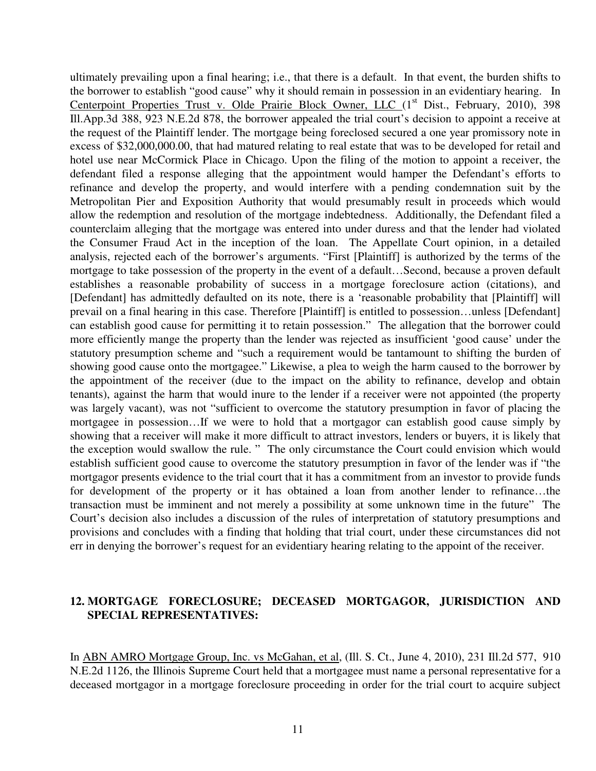ultimately prevailing upon a final hearing; i.e., that there is a default. In that event, the burden shifts to the borrower to establish "good cause" why it should remain in possession in an evidentiary hearing. In Centerpoint Properties Trust v. Olde Prairie Block Owner, LLC (1st Dist., February, 2010), 398 Ill.App.3d 388, 923 N.E.2d 878, the borrower appealed the trial court's decision to appoint a receive at the request of the Plaintiff lender. The mortgage being foreclosed secured a one year promissory note in excess of $32,000,000.00, that had matured relating to real estate that was to be developed for retail and hotel use near McCormick Place in Chicago. Upon the filing of the motion to appoint a receiver, the defendant filed a response alleging that the appointment would hamper the Defendant's efforts to refinance and develop the property, and would interfere with a pending condemnation suit by the Metropolitan Pier and Exposition Authority that would presumably result in proceeds which would allow the redemption and resolution of the mortgage indebtedness. Additionally, the Defendant filed a counterclaim alleging that the mortgage was entered into under duress and that the lender had violated the Consumer Fraud Act in the inception of the loan. The Appellate Court opinion, in a detailed analysis, rejected each of the borrower's arguments. "First [Plaintiff] is authorized by the terms of the mortgage to take possession of the property in the event of a default…Second, because a proven default establishes a reasonable probability of success in a mortgage foreclosure action (citations), and [Defendant] has admittedly defaulted on its note, there is a 'reasonable probability that [Plaintiff] will prevail on a final hearing in this case. Therefore [Plaintiff] is entitled to possession…unless [Defendant] can establish good cause for permitting it to retain possession." The allegation that the borrower could more efficiently mange the property than the lender was rejected as insufficient 'good cause' under the statutory presumption scheme and "such a requirement would be tantamount to shifting the burden of showing good cause onto the mortgagee." Likewise, a plea to weigh the harm caused to the borrower by the appointment of the receiver (due to the impact on the ability to refinance, develop and obtain tenants), against the harm that would inure to the lender if a receiver were not appointed (the property was largely vacant), was not "sufficient to overcome the statutory presumption in favor of placing the mortgagee in possession…If we were to hold that a mortgagor can establish good cause simply by showing that a receiver will make it more difficult to attract investors, lenders or buyers, it is likely that the exception would swallow the rule. " The only circumstance the Court could envision which would establish sufficient good cause to overcome the statutory presumption in favor of the lender was if "the mortgagor presents evidence to the trial court that it has a commitment from an investor to provide funds for development of the property or it has obtained a loan from another lender to refinance…the transaction must be imminent and not merely a possibility at some unknown time in the future" The Court's decision also includes a discussion of the rules of interpretation of statutory presumptions and provisions and concludes with a finding that holding that trial court, under these circumstances did not err in denying the borrower's request for an evidentiary hearing relating to the appoint of the receiver.

## 12. MORTGAGE FORECLOSURE; DECEASED MORTGAGOR, JURISDICTION AND SPECIAL REPRESENTATIVES:

In ABN AMRO Mortgage Group, Inc. vs McGahan, et al, (Ill. S. Ct., June 4, 2010), 231 Ill.2d 577, 910 N.E.2d 1126, the Illinois Supreme Court held that a mortgagee must name a personal representative for a deceased mortgagor in a mortgage foreclosure proceeding in order for the trial court to acquire subject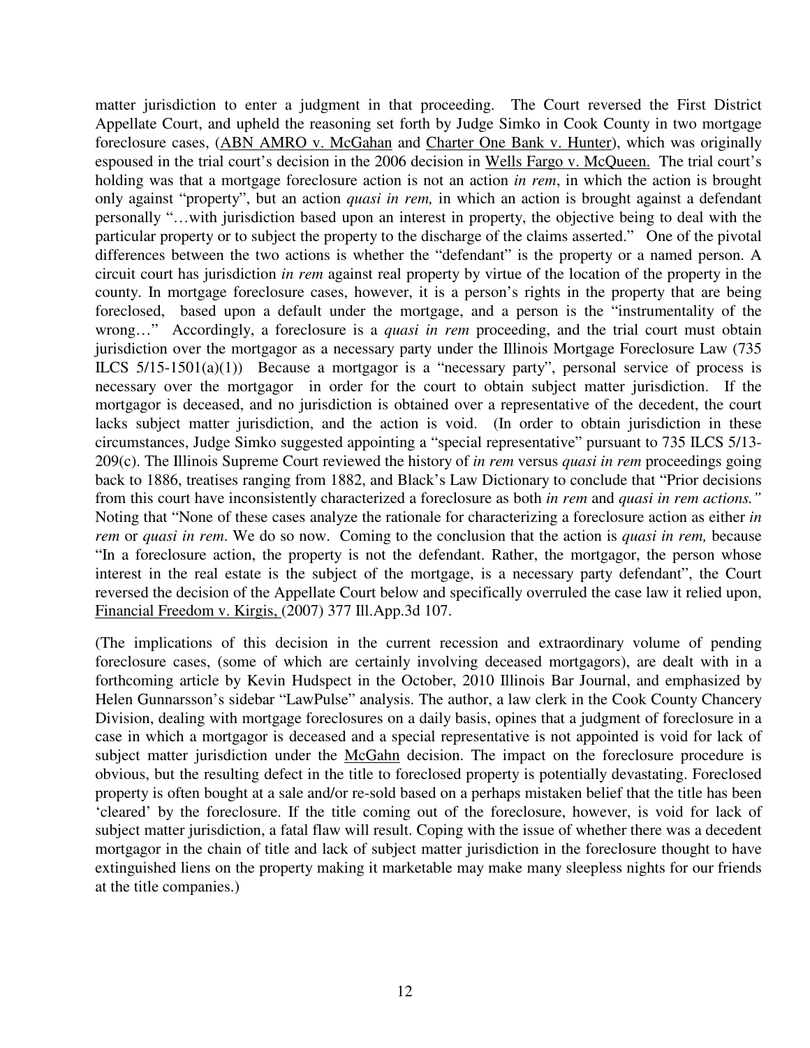matter jurisdiction to enter a judgment in that proceeding. The Court reversed the First District Appellate Court, and upheld the reasoning set forth by Judge Simko in Cook County in two mortgage foreclosure cases, (ABN AMRO v. McGahan and Charter One Bank v. Hunter), which was originally espoused in the trial court's decision in the 2006 decision in Wells Fargo v. McQueen. The trial court's holding was that a mortgage foreclosure action is not an action *in rem*, in which the action is brought only against "property", but an action *quasi in rem,* in which an action is brought against a defendant personally "…with jurisdiction based upon an interest in property, the objective being to deal with the particular property or to subject the property to the discharge of the claims asserted." One of the pivotal differences between the two actions is whether the "defendant" is the property or a named person. A circuit court has jurisdiction *in rem* against real property by virtue of the location of the property in the county. In mortgage foreclosure cases, however, it is a person's rights in the property that are being foreclosed, based upon a default under the mortgage, and a person is the "instrumentality of the wrong…" Accordingly, a foreclosure is a *quasi in rem* proceeding, and the trial court must obtain jurisdiction over the mortgagor as a necessary party under the Illinois Mortgage Foreclosure Law (735 ILCS 5/15-1501(a)(1)) Because a mortgagor is a "necessary party", personal service of process is necessary over the mortgagor in order for the court to obtain subject matter jurisdiction. If the mortgagor is deceased, and no jurisdiction is obtained over a representative of the decedent, the court lacks subject matter jurisdiction, and the action is void. (In order to obtain jurisdiction in these circumstances, Judge Simko suggested appointing a "special representative" pursuant to 735 ILCS 5/13-209(c). The Illinois Supreme Court reviewed the history of *in rem* versus *quasi in rem* proceedings going back to 1886, treatises ranging from 1882, and Black's Law Dictionary to conclude that "Prior decisions from this court have inconsistently characterized a foreclosure as both *in rem* and *quasi in rem actions."* Noting that "None of these cases analyze the rationale for characterizing a foreclosure action as either *in rem* or *quasi in rem*. We do so now. Coming to the conclusion that the action is *quasi in rem,* because "In a foreclosure action, the property is not the defendant. Rather, the mortgagor, the person whose interest in the real estate is the subject of the mortgage, is a necessary party defendant", the Court reversed the decision of the Appellate Court below and specifically overruled the case law it relied upon, Financial Freedom v. Kirgis, (2007) 377 Ill.App.3d 107.

(The implications of this decision in the current recession and extraordinary volume of pending foreclosure cases, (some of which are certainly involving deceased mortgagors), are dealt with in a forthcoming article by Kevin Hudspect in the October, 2010 Illinois Bar Journal, and emphasized by Helen Gunnarsson's sidebar "LawPulse" analysis. The author, a law clerk in the Cook County Chancery Division, dealing with mortgage foreclosures on a daily basis, opines that a judgment of foreclosure in a case in which a mortgagor is deceased and a special representative is not appointed is void for lack of subject matter jurisdiction under the McGahn decision. The impact on the foreclosure procedure is obvious, but the resulting defect in the title to foreclosed property is potentially devastating. Foreclosed property is often bought at a sale and/or re-sold based on a perhaps mistaken belief that the title has been 'cleared' by the foreclosure. If the title coming out of the foreclosure, however, is void for lack of subject matter jurisdiction, a fatal flaw will result. Coping with the issue of whether there was a decedent mortgagor in the chain of title and lack of subject matter jurisdiction in the foreclosure thought to have extinguished liens on the property making it marketable may make many sleepless nights for our friends at the title companies.)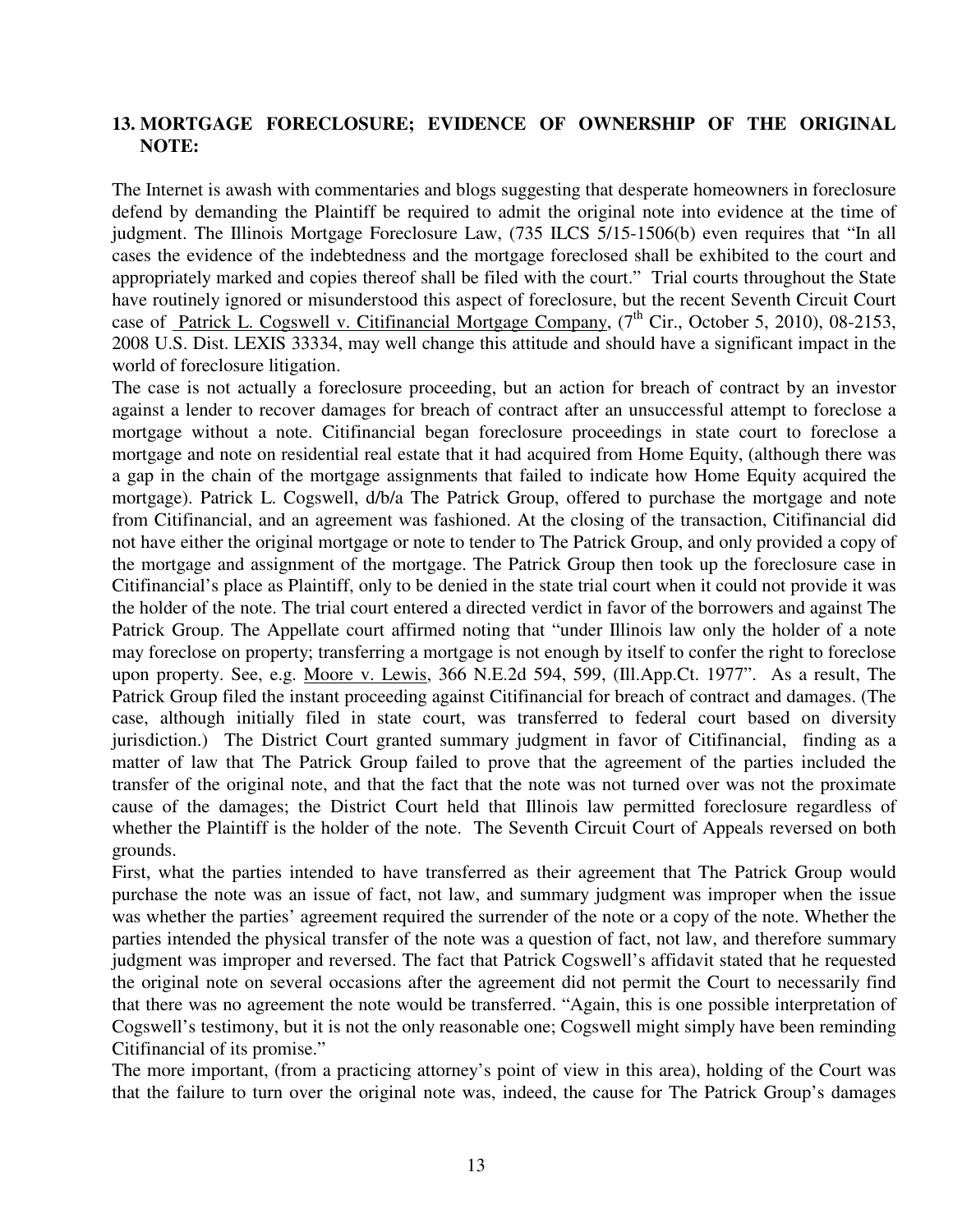## 13. MORTGAGE FORECLOSURE; EVIDENCE OF OWNERSHIP OF THE ORIGINAL NOTE:

The Internet is awash with commentaries and blogs suggesting that desperate homeowners in foreclosure defend by demanding the Plaintiff be required to admit the original note into evidence at the time of judgment. The Illinois Mortgage Foreclosure Law, (735 ILCS 5/15-1506(b) even requires that "In all cases the evidence of the indebtedness and the mortgage foreclosed shall be exhibited to the court and appropriately marked and copies thereof shall be filed with the court." Trial courts throughout the State have routinely ignored or misunderstood this aspect of foreclosure, but the recent Seventh Circuit Court case of Patrick L. Cogswell v. Citifinancial Mortgage Company, (7th Cir., October 5, 2010), 08-2153, 2008 U.S. Dist. LEXIS 33334, may well change this attitude and should have a significant impact in the world of foreclosure litigation.

The case is not actually a foreclosure proceeding, but an action for breach of contract by an investor against a lender to recover damages for breach of contract after an unsuccessful attempt to foreclose a mortgage without a note. Citifinancial began foreclosure proceedings in state court to foreclose a mortgage and note on residential real estate that it had acquired from Home Equity, (although there was a gap in the chain of the mortgage assignments that failed to indicate how Home Equity acquired the mortgage). Patrick L. Cogswell, d/b/a The Patrick Group, offered to purchase the mortgage and note from Citifinancial, and an agreement was fashioned. At the closing of the transaction, Citifinancial did not have either the original mortgage or note to tender to The Patrick Group, and only provided a copy of the mortgage and assignment of the mortgage. The Patrick Group then took up the foreclosure case in Citifinancial's place as Plaintiff, only to be denied in the state trial court when it could not provide it was the holder of the note. The trial court entered a directed verdict in favor of the borrowers and against The Patrick Group. The Appellate court affirmed noting that "under Illinois law only the holder of a note may foreclose on property; transferring a mortgage is not enough by itself to confer the right to foreclose upon property. See, e.g. Moore v. Lewis, 366 N.E.2d 594, 599, (Ill.App.Ct. 1977". As a result, The Patrick Group filed the instant proceeding against Citifinancial for breach of contract and damages. (The case, although initially filed in state court, was transferred to federal court based on diversity jurisdiction.) The District Court granted summary judgment in favor of Citifinancial, finding as a matter of law that The Patrick Group failed to prove that the agreement of the parties included the transfer of the original note, and that the fact that the note was not turned over was not the proximate cause of the damages; the District Court held that Illinois law permitted foreclosure regardless of whether the Plaintiff is the holder of the note. The Seventh Circuit Court of Appeals reversed on both grounds.

First, what the parties intended to have transferred as their agreement that The Patrick Group would purchase the note was an issue of fact, not law, and summary judgment was improper when the issue was whether the parties' agreement required the surrender of the note or a copy of the note. Whether the parties intended the physical transfer of the note was a question of fact, not law, and therefore summary judgment was improper and reversed. The fact that Patrick Cogswell's affidavit stated that he requested the original note on several occasions after the agreement did not permit the Court to necessarily find that there was no agreement the note would be transferred. "Again, this is one possible interpretation of Cogswell's testimony, but it is not the only reasonable one; Cogswell might simply have been reminding Citifinancial of its promise."

The more important, (from a practicing attorney's point of view in this area), holding of the Court was that the failure to turn over the original note was, indeed, the cause for The Patrick Group's damages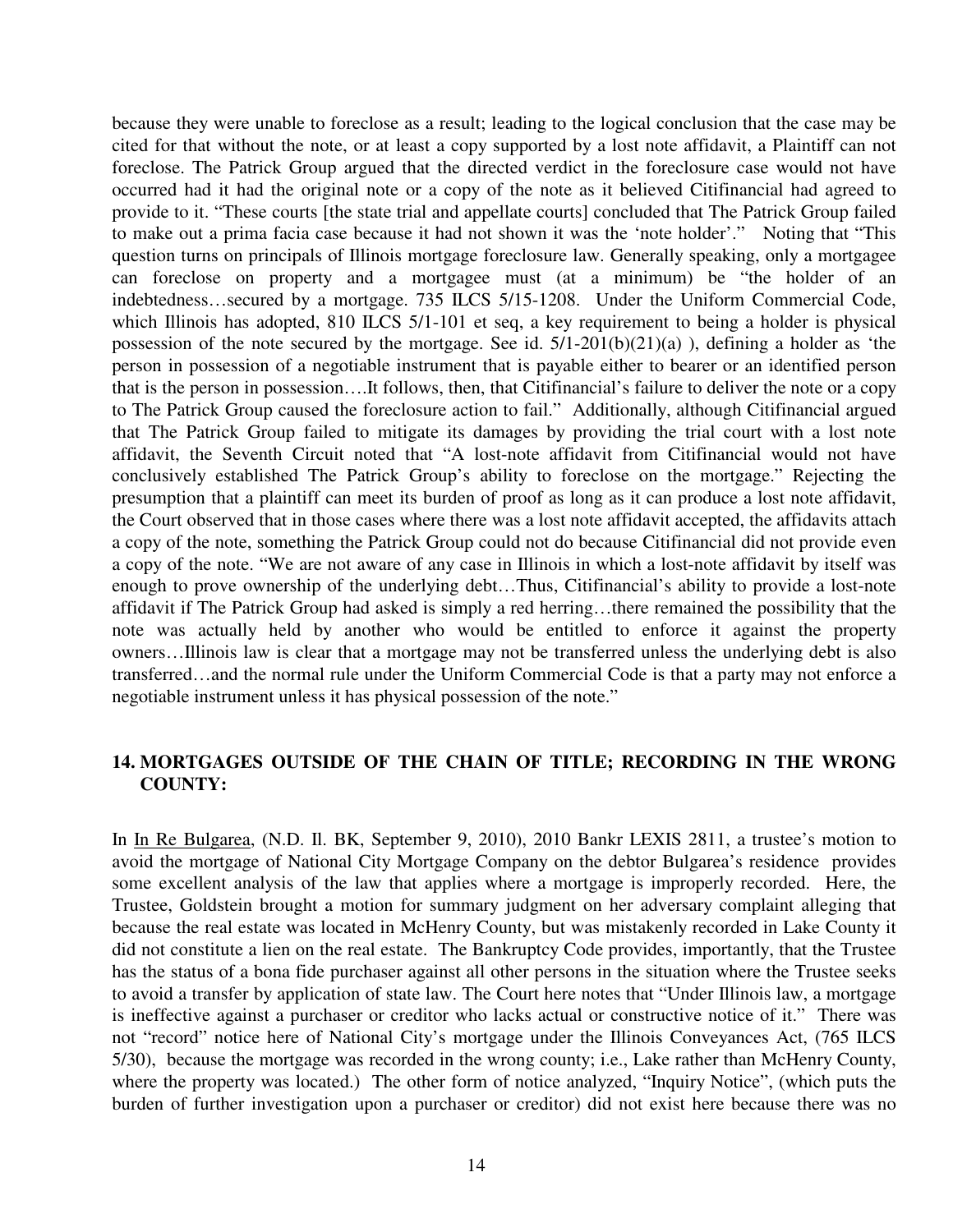because they were unable to foreclose as a result; leading to the logical conclusion that the case may be cited for that without the note, or at least a copy supported by a lost note affidavit, a Plaintiff can not foreclose. The Patrick Group argued that the directed verdict in the foreclosure case would not have occurred had it had the original note or a copy of the note as it believed Citifinancial had agreed to provide to it. "These courts [the state trial and appellate courts] concluded that The Patrick Group failed to make out a prima facia case because it had not shown it was the 'note holder'." Noting that "This question turns on principals of Illinois mortgage foreclosure law. Generally speaking, only a mortgagee can foreclose on property and a mortgagee must (at a minimum) be "the holder of an indebtedness…secured by a mortgage. 735 ILCS 5/15-1208. Under the Uniform Commercial Code, which Illinois has adopted, 810 ILCS 5/1-101 et seq, a key requirement to being a holder is physical possession of the note secured by the mortgage. See id. 5/1-201(b)(21)(a) ), defining a holder as 'the person in possession of a negotiable instrument that is payable either to bearer or an identified person that is the person in possession….It follows, then, that Citifinancial's failure to deliver the note or a copy to The Patrick Group caused the foreclosure action to fail." Additionally, although Citifinancial argued that The Patrick Group failed to mitigate its damages by providing the trial court with a lost note affidavit, the Seventh Circuit noted that "A lost-note affidavit from Citifinancial would not have conclusively established The Patrick Group's ability to foreclose on the mortgage." Rejecting the presumption that a plaintiff can meet its burden of proof as long as it can produce a lost note affidavit, the Court observed that in those cases where there was a lost note affidavit accepted, the affidavits attach a copy of the note, something the Patrick Group could not do because Citifinancial did not provide even a copy of the note. "We are not aware of any case in Illinois in which a lost-note affidavit by itself was enough to prove ownership of the underlying debt…Thus, Citifinancial's ability to provide a lost-note affidavit if The Patrick Group had asked is simply a red herring…there remained the possibility that the note was actually held by another who would be entitled to enforce it against the property owners…Illinois law is clear that a mortgage may not be transferred unless the underlying debt is also transferred…and the normal rule under the Uniform Commercial Code is that a party may not enforce a negotiable instrument unless it has physical possession of the note."

## 14. MORTGAGES OUTSIDE OF THE CHAIN OF TITLE; RECORDING IN THE WRONG COUNTY:

In In Re Bulgarea, (N.D. Il. BK, September 9, 2010), 2010 Bankr LEXIS 2811, a trustee's motion to avoid the mortgage of National City Mortgage Company on the debtor Bulgarea's residence provides some excellent analysis of the law that applies where a mortgage is improperly recorded. Here, the Trustee, Goldstein brought a motion for summary judgment on her adversary complaint alleging that because the real estate was located in McHenry County, but was mistakenly recorded in Lake County it did not constitute a lien on the real estate. The Bankruptcy Code provides, importantly, that the Trustee has the status of a bona fide purchaser against all other persons in the situation where the Trustee seeks to avoid a transfer by application of state law. The Court here notes that "Under Illinois law, a mortgage is ineffective against a purchaser or creditor who lacks actual or constructive notice of it." There was not "record" notice here of National City's mortgage under the Illinois Conveyances Act, (765 ILCS 5/30), because the mortgage was recorded in the wrong county; i.e., Lake rather than McHenry County, where the property was located.) The other form of notice analyzed, "Inquiry Notice", (which puts the burden of further investigation upon a purchaser or creditor) did not exist here because there was no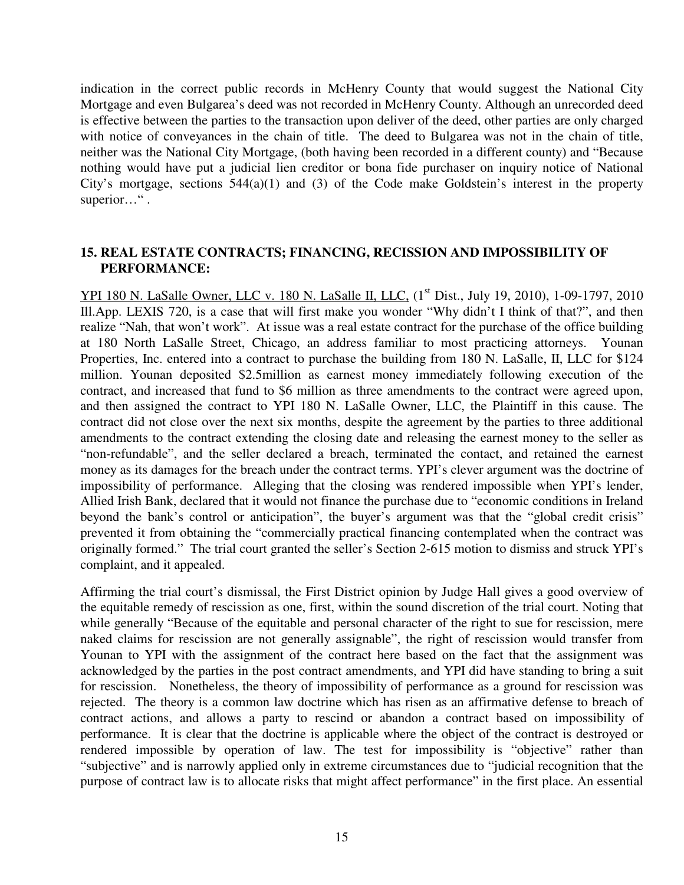indication in the correct public records in McHenry County that would suggest the National City Mortgage and even Bulgarea's deed was not recorded in McHenry County. Although an unrecorded deed is effective between the parties to the transaction upon deliver of the deed, other parties are only charged with notice of conveyances in the chain of title. The deed to Bulgarea was not in the chain of title, neither was the National City Mortgage, (both having been recorded in a different county) and "Because nothing would have put a judicial lien creditor or bona fide purchaser on inquiry notice of National City's mortgage, sections 544(a)(1) and (3) of the Code make Goldstein's interest in the property superior…" .

## 15. REAL ESTATE CONTRACTS; FINANCING, RECISSION AND IMPOSSIBILITY OF PERFORMANCE:

YPI 180 N. LaSalle Owner, LLC v. 180 N. LaSalle II, LLC, (1st Dist., July 19, 2010), 1-09-1797, 2010 Ill.App. LEXIS 720, is a case that will first make you wonder "Why didn't I think of that?", and then realize "Nah, that won't work". At issue was a real estate contract for the purchase of the office building at 180 North LaSalle Street, Chicago, an address familiar to most practicing attorneys. Younan Properties, Inc. entered into a contract to purchase the building from 180 N. LaSalle, II, LLC for $124 million. Younan deposited $2.5million as earnest money immediately following execution of the contract, and increased that fund to $6 million as three amendments to the contract were agreed upon, and then assigned the contract to YPI 180 N. LaSalle Owner, LLC, the Plaintiff in this cause. The contract did not close over the next six months, despite the agreement by the parties to three additional amendments to the contract extending the closing date and releasing the earnest money to the seller as "non-refundable", and the seller declared a breach, terminated the contact, and retained the earnest money as its damages for the breach under the contract terms. YPI's clever argument was the doctrine of impossibility of performance. Alleging that the closing was rendered impossible when YPI's lender, Allied Irish Bank, declared that it would not finance the purchase due to "economic conditions in Ireland beyond the bank's control or anticipation", the buyer's argument was that the "global credit crisis" prevented it from obtaining the "commercially practical financing contemplated when the contract was originally formed." The trial court granted the seller's Section 2-615 motion to dismiss and struck YPI's complaint, and it appealed.

Affirming the trial court's dismissal, the First District opinion by Judge Hall gives a good overview of the equitable remedy of rescission as one, first, within the sound discretion of the trial court. Noting that while generally "Because of the equitable and personal character of the right to sue for rescission, mere naked claims for rescission are not generally assignable", the right of rescission would transfer from Younan to YPI with the assignment of the contract here based on the fact that the assignment was acknowledged by the parties in the post contract amendments, and YPI did have standing to bring a suit for rescission. Nonetheless, the theory of impossibility of performance as a ground for rescission was rejected. The theory is a common law doctrine which has risen as an affirmative defense to breach of contract actions, and allows a party to rescind or abandon a contract based on impossibility of performance. It is clear that the doctrine is applicable where the object of the contract is destroyed or rendered impossible by operation of law. The test for impossibility is "objective" rather than "subjective" and is narrowly applied only in extreme circumstances due to "judicial recognition that the purpose of contract law is to allocate risks that might affect performance" in the first place. An essential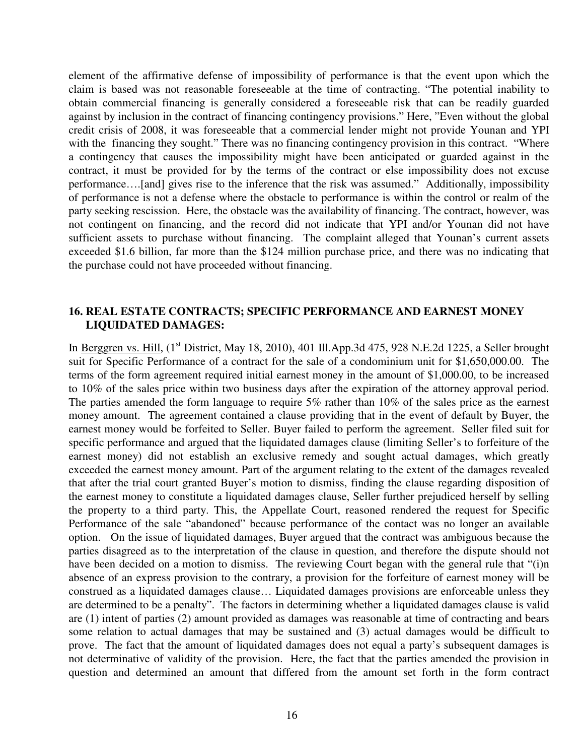element of the affirmative defense of impossibility of performance is that the event upon which the claim is based was not reasonable foreseeable at the time of contracting. "The potential inability to obtain commercial financing is generally considered a foreseeable risk that can be readily guarded against by inclusion in the contract of financing contingency provisions." Here, "Even without the global credit crisis of 2008, it was foreseeable that a commercial lender might not provide Younan and YPI with the financing they sought." There was no financing contingency provision in this contract. "Where a contingency that causes the impossibility might have been anticipated or guarded against in the contract, it must be provided for by the terms of the contract or else impossibility does not excuse performance….[and] gives rise to the inference that the risk was assumed." Additionally, impossibility of performance is not a defense where the obstacle to performance is within the control or realm of the party seeking rescission. Here, the obstacle was the availability of financing. The contract, however, was not contingent on financing, and the record did not indicate that YPI and/or Younan did not have sufficient assets to purchase without financing. The complaint alleged that Younan's current assets exceeded $1.6 billion, far more than the $124 million purchase price, and there was no indicating that the purchase could not have proceeded without financing.

## 16. REAL ESTATE CONTRACTS; SPECIFIC PERFORMANCE AND EARNEST MONEY LIQUIDATED DAMAGES:

In Berggren vs. Hill, (1st District, May 18, 2010), 401 Ill.App.3d 475, 928 N.E.2d 1225, a Seller brought suit for Specific Performance of a contract for the sale of a condominium unit for $1,650,000.00. The terms of the form agreement required initial earnest money in the amount of $1,000.00, to be increased to 10% of the sales price within two business days after the expiration of the attorney approval period. The parties amended the form language to require 5% rather than 10% of the sales price as the earnest money amount. The agreement contained a clause providing that in the event of default by Buyer, the earnest money would be forfeited to Seller. Buyer failed to perform the agreement. Seller filed suit for specific performance and argued that the liquidated damages clause (limiting Seller's to forfeiture of the earnest money) did not establish an exclusive remedy and sought actual damages, which greatly exceeded the earnest money amount. Part of the argument relating to the extent of the damages revealed that after the trial court granted Buyer's motion to dismiss, finding the clause regarding disposition of the earnest money to constitute a liquidated damages clause, Seller further prejudiced herself by selling the property to a third party. This, the Appellate Court, reasoned rendered the request for Specific Performance of the sale "abandoned" because performance of the contact was no longer an available option. On the issue of liquidated damages, Buyer argued that the contract was ambiguous because the parties disagreed as to the interpretation of the clause in question, and therefore the dispute should not have been decided on a motion to dismiss. The reviewing Court began with the general rule that "(i)n absence of an express provision to the contrary, a provision for the forfeiture of earnest money will be construed as a liquidated damages clause… Liquidated damages provisions are enforceable unless they are determined to be a penalty". The factors in determining whether a liquidated damages clause is valid are (1) intent of parties (2) amount provided as damages was reasonable at time of contracting and bears some relation to actual damages that may be sustained and (3) actual damages would be difficult to prove. The fact that the amount of liquidated damages does not equal a party's subsequent damages is not determinative of validity of the provision. Here, the fact that the parties amended the provision in question and determined an amount that differed from the amount set forth in the form contract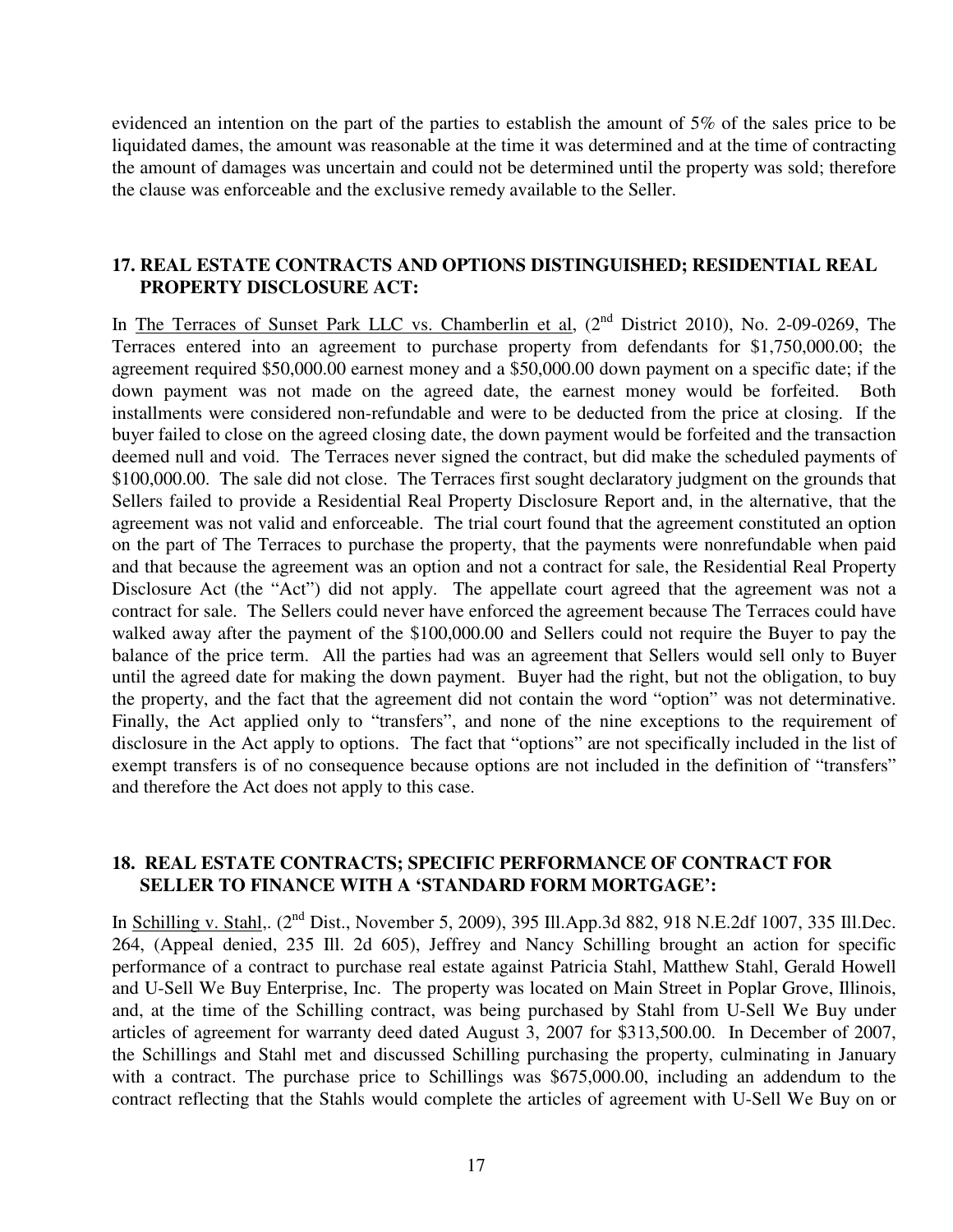evidenced an intention on the part of the parties to establish the amount of 5% of the sales price to be liquidated dames, the amount was reasonable at the time it was determined and at the time of contracting the amount of damages was uncertain and could not be determined until the property was sold; therefore the clause was enforceable and the exclusive remedy available to the Seller.

## 17. REAL ESTATE CONTRACTS AND OPTIONS DISTINGUISHED; RESIDENTIAL REAL PROPERTY DISCLOSURE ACT:

In The Terraces of Sunset Park LLC vs. Chamberlin et al, (2nd District 2010), No. 2-09-0269, The Terraces entered into an agreement to purchase property from defendants for $1,750,000.00; the agreement required $50,000.00 earnest money and a $50,000.00 down payment on a specific date; if the down payment was not made on the agreed date, the earnest money would be forfeited. Both installments were considered non-refundable and were to be deducted from the price at closing. If the buyer failed to close on the agreed closing date, the down payment would be forfeited and the transaction deemed null and void. The Terraces never signed the contract, but did make the scheduled payments of $100,000.00. The sale did not close. The Terraces first sought declaratory judgment on the grounds that Sellers failed to provide a Residential Real Property Disclosure Report and, in the alternative, that the agreement was not valid and enforceable. The trial court found that the agreement constituted an option on the part of The Terraces to purchase the property, that the payments were nonrefundable when paid and that because the agreement was an option and not a contract for sale, the Residential Real Property Disclosure Act (the "Act") did not apply. The appellate court agreed that the agreement was not a contract for sale. The Sellers could never have enforced the agreement because The Terraces could have walked away after the payment of the $100,000.00 and Sellers could not require the Buyer to pay the balance of the price term. All the parties had was an agreement that Sellers would sell only to Buyer until the agreed date for making the down payment. Buyer had the right, but not the obligation, to buy the property, and the fact that the agreement did not contain the word "option" was not determinative. Finally, the Act applied only to "transfers", and none of the nine exceptions to the requirement of disclosure in the Act apply to options. The fact that "options" are not specifically included in the list of exempt transfers is of no consequence because options are not included in the definition of "transfers" and therefore the Act does not apply to this case.

## 18. REAL ESTATE CONTRACTS; SPECIFIC PERFORMANCE OF CONTRACT FOR SELLER TO FINANCE WITH A 'STANDARD FORM MORTGAGE':

In Schilling v. Stahl,. (2nd Dist., November 5, 2009), 395 Ill.App.3d 882, 918 N.E.2df 1007, 335 Ill.Dec. 264, (Appeal denied, 235 Ill. 2d 605), Jeffrey and Nancy Schilling brought an action for specific performance of a contract to purchase real estate against Patricia Stahl, Matthew Stahl, Gerald Howell and U-Sell We Buy Enterprise, Inc. The property was located on Main Street in Poplar Grove, Illinois, and, at the time of the Schilling contract, was being purchased by Stahl from U-Sell We Buy under articles of agreement for warranty deed dated August 3, 2007 for $313,500.00. In December of 2007, the Schillings and Stahl met and discussed Schilling purchasing the property, culminating in January with a contract. The purchase price to Schillings was $675,000.00, including an addendum to the contract reflecting that the Stahls would complete the articles of agreement with U-Sell We Buy on or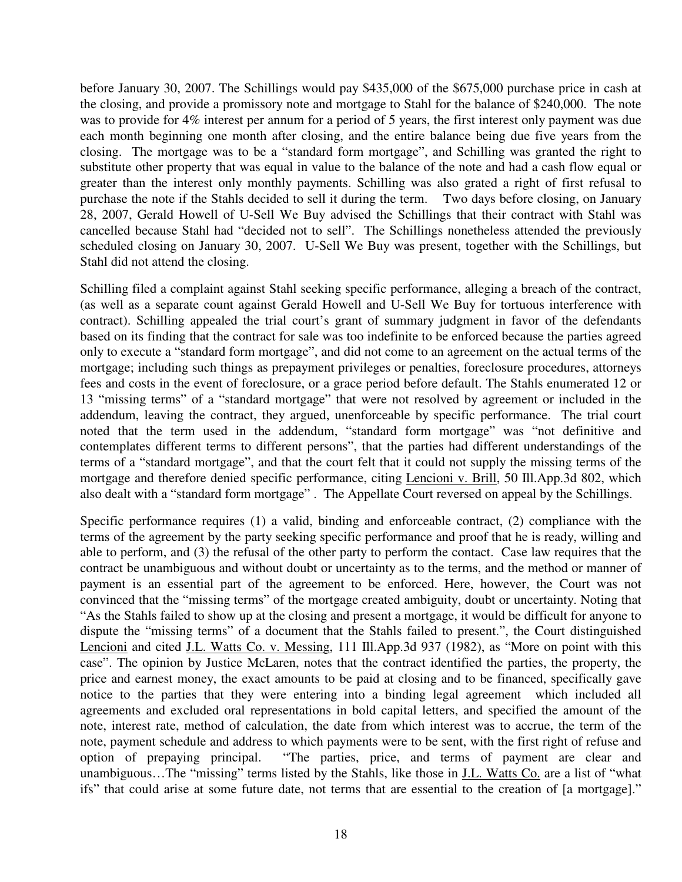before January 30, 2007. The Schillings would pay $435,000 of the $675,000 purchase price in cash at the closing, and provide a promissory note and mortgage to Stahl for the balance of $240,000. The note was to provide for 4% interest per annum for a period of 5 years, the first interest only payment was due each month beginning one month after closing, and the entire balance being due five years from the closing. The mortgage was to be a "standard form mortgage", and Schilling was granted the right to substitute other property that was equal in value to the balance of the note and had a cash flow equal or greater than the interest only monthly payments. Schilling was also grated a right of first refusal to purchase the note if the Stahls decided to sell it during the term. Two days before closing, on January 28, 2007, Gerald Howell of U-Sell We Buy advised the Schillings that their contract with Stahl was cancelled because Stahl had "decided not to sell". The Schillings nonetheless attended the previously scheduled closing on January 30, 2007. U-Sell We Buy was present, together with the Schillings, but Stahl did not attend the closing.

Schilling filed a complaint against Stahl seeking specific performance, alleging a breach of the contract, (as well as a separate count against Gerald Howell and U-Sell We Buy for tortuous interference with contract). Schilling appealed the trial court's grant of summary judgment in favor of the defendants based on its finding that the contract for sale was too indefinite to be enforced because the parties agreed only to execute a "standard form mortgage", and did not come to an agreement on the actual terms of the mortgage; including such things as prepayment privileges or penalties, foreclosure procedures, attorneys fees and costs in the event of foreclosure, or a grace period before default. The Stahls enumerated 12 or 13 "missing terms" of a "standard mortgage" that were not resolved by agreement or included in the addendum, leaving the contract, they argued, unenforceable by specific performance. The trial court noted that the term used in the addendum, "standard form mortgage" was "not definitive and contemplates different terms to different persons", that the parties had different understandings of the terms of a "standard mortgage", and that the court felt that it could not supply the missing terms of the mortgage and therefore denied specific performance, citing <u>Lencioni v. Brill</u>, 50 Ill.App.3d 802, which also dealt with a "standard form mortgage" . The Appellate Court reversed on appeal by the Schillings.

Specific performance requires (1) a valid, binding and enforceable contract, (2) compliance with the terms of the agreement by the party seeking specific performance and proof that he is ready, willing and able to perform, and (3) the refusal of the other party to perform the contact. Case law requires that the contract be unambiguous and without doubt or uncertainty as to the terms, and the method or manner of payment is an essential part of the agreement to be enforced. Here, however, the Court was not convinced that the "missing terms" of the mortgage created ambiguity, doubt or uncertainty. Noting that "As the Stahls failed to show up at the closing and present a mortgage, it would be difficult for anyone to dispute the "missing terms" of a document that the Stahls failed to present.", the Court distinguished <u>Lencioni</u> and cited <u>J.L. Watts Co. v. Messing</u>, 111 Ill.App.3d 937 (1982), as "More on point with this case". The opinion by Justice McLaren, notes that the contract identified the parties, the property, the price and earnest money, the exact amounts to be paid at closing and to be financed, specifically gave notice to the parties that they were entering into a binding legal agreement which included all agreements and excluded oral representations in bold capital letters, and specified the amount of the note, interest rate, method of calculation, the date from which interest was to accrue, the term of the note, payment schedule and address to which payments were to be sent, with the first right of refuse and option of prepaying principal. "The parties, price, and terms of payment are clear and unambiguous…The "missing" terms listed by the Stahls, like those in <u>J.L. Watts Co.</u> are a list of "what ifs" that could arise at some future date, not terms that are essential to the creation of [a mortgage]."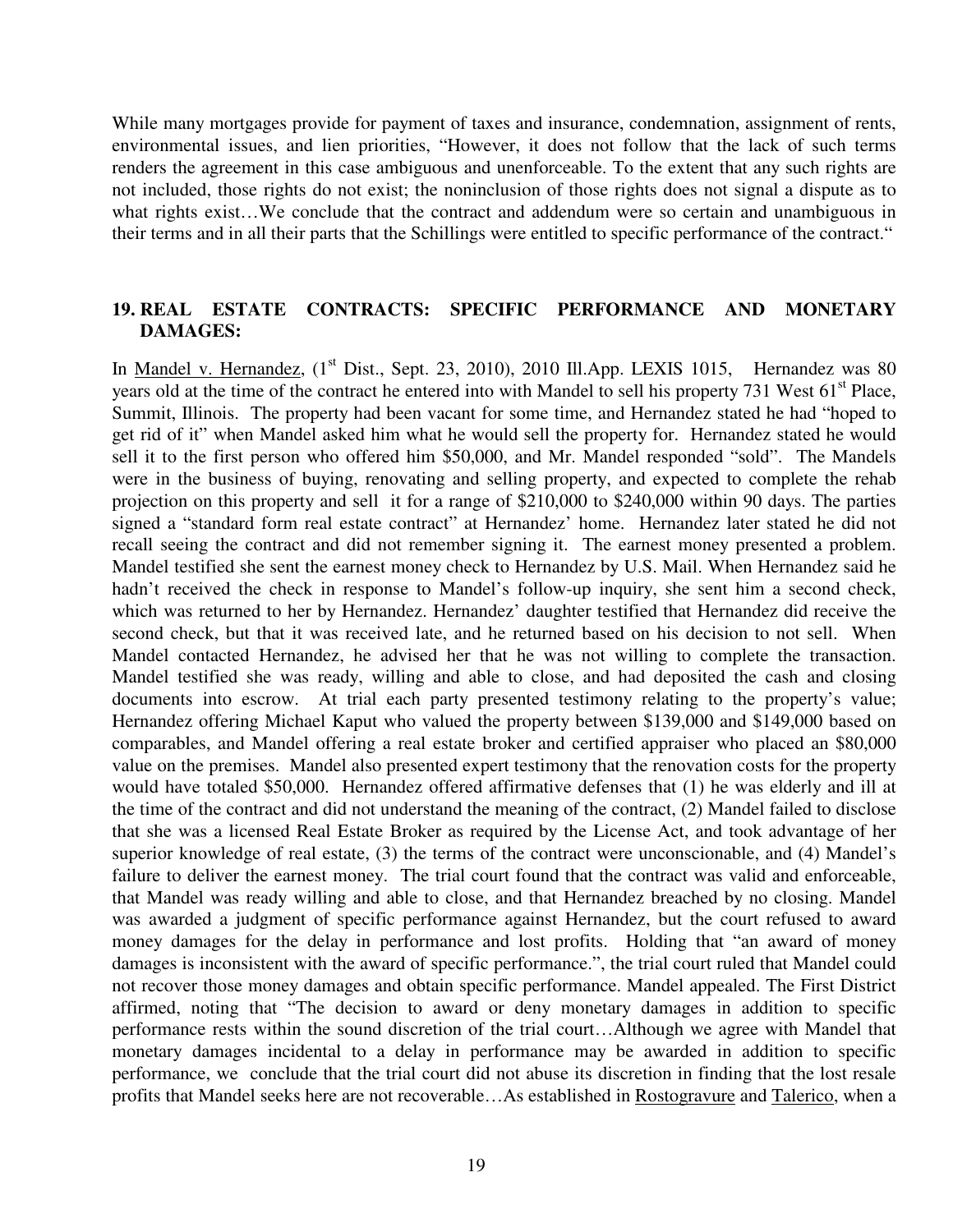While many mortgages provide for payment of taxes and insurance, condemnation, assignment of rents, environmental issues, and lien priorities, “However, it does not follow that the lack of such terms renders the agreement in this case ambiguous and unenforceable. To the extent that any such rights are not included, those rights do not exist; the noninclusion of those rights does not signal a dispute as to what rights exist…We conclude that the contract and addendum were so certain and unambiguous in their terms and in all their parts that the Schillings were entitled to specific performance of the contract.“

## 19. REAL ESTATE CONTRACTS: SPECIFIC PERFORMANCE AND MONETARY DAMAGES:

In Mandel v. Hernandez, (1st Dist., Sept. 23, 2010), 2010 Ill.App. LEXIS 1015, Hernandez was 80 years old at the time of the contract he entered into with Mandel to sell his property 731 West 61st Place, Summit, Illinois. The property had been vacant for some time, and Hernandez stated he had “hoped to get rid of it” when Mandel asked him what he would sell the property for. Hernandez stated he would sell it to the first person who offered him $50,000, and Mr. Mandel responded “sold”. The Mandels were in the business of buying, renovating and selling property, and expected to complete the rehab projection on this property and sell it for a range of $210,000 to $240,000 within 90 days. The parties signed a “standard form real estate contract” at Hernandez’ home. Hernandez later stated he did not recall seeing the contract and did not remember signing it. The earnest money presented a problem. Mandel testified she sent the earnest money check to Hernandez by U.S. Mail. When Hernandez said he hadn’t received the check in response to Mandel’s follow-up inquiry, she sent him a second check, which was returned to her by Hernandez. Hernandez’ daughter testified that Hernandez did receive the second check, but that it was received late, and he returned based on his decision to not sell. When Mandel contacted Hernandez, he advised her that he was not willing to complete the transaction. Mandel testified she was ready, willing and able to close, and had deposited the cash and closing documents into escrow. At trial each party presented testimony relating to the property’s value; Hernandez offering Michael Kaput who valued the property between $139,000 and $149,000 based on comparables, and Mandel offering a real estate broker and certified appraiser who placed an $80,000 value on the premises. Mandel also presented expert testimony that the renovation costs for the property would have totaled $50,000. Hernandez offered affirmative defenses that (1) he was elderly and ill at the time of the contract and did not understand the meaning of the contract, (2) Mandel failed to disclose that she was a licensed Real Estate Broker as required by the License Act, and took advantage of her superior knowledge of real estate, (3) the terms of the contract were unconscionable, and (4) Mandel’s failure to deliver the earnest money. The trial court found that the contract was valid and enforceable, that Mandel was ready willing and able to close, and that Hernandez breached by no closing. Mandel was awarded a judgment of specific performance against Hernandez, but the court refused to award money damages for the delay in performance and lost profits. Holding that “an award of money damages is inconsistent with the award of specific performance.”, the trial court ruled that Mandel could not recover those money damages and obtain specific performance. Mandel appealed. The First District affirmed, noting that “The decision to award or deny monetary damages in addition to specific performance rests within the sound discretion of the trial court…Although we agree with Mandel that monetary damages incidental to a delay in performance may be awarded in addition to specific performance, we conclude that the trial court did not abuse its discretion in finding that the lost resale profits that Mandel seeks here are not recoverable…As established in Rostogravure and Talerico, when a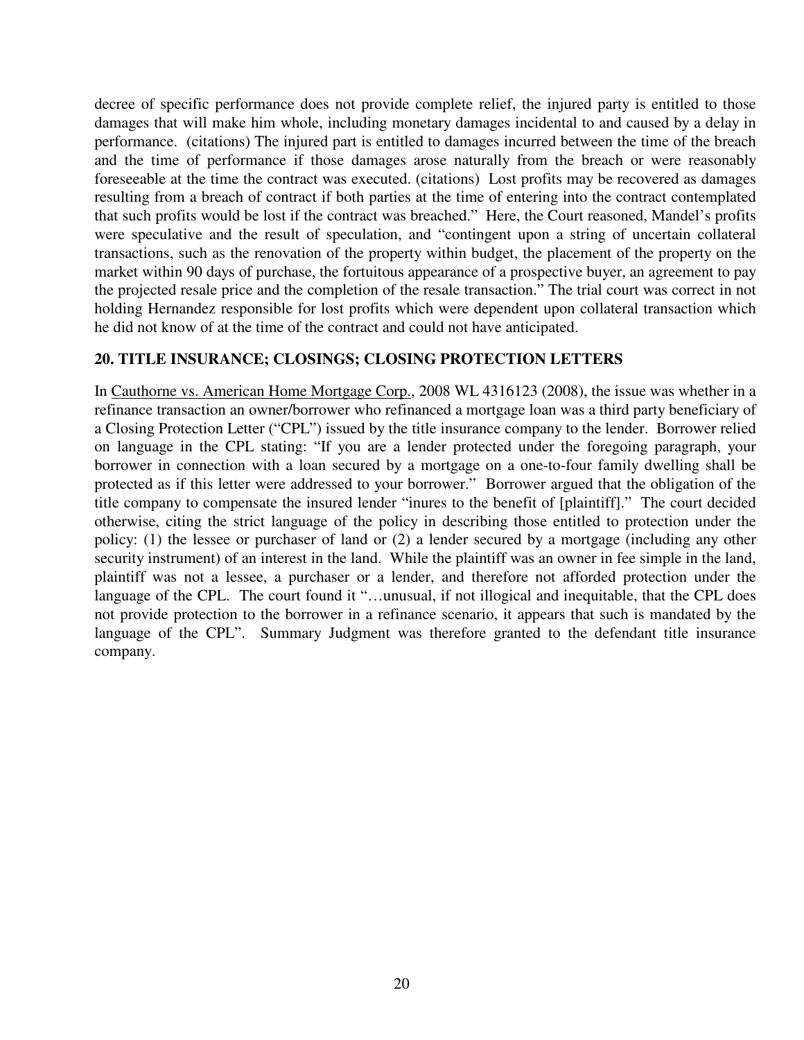decree of specific performance does not provide complete relief, the injured party is entitled to those damages that will make him whole, including monetary damages incidental to and caused by a delay in performance. (citations) The injured part is entitled to damages incurred between the time of the breach and the time of performance if those damages arose naturally from the breach or were reasonably foreseeable at the time the contract was executed. (citations) Lost profits may be recovered as damages resulting from a breach of contract if both parties at the time of entering into the contract contemplated that such profits would be lost if the contract was breached." Here, the Court reasoned, Mandel's profits were speculative and the result of speculation, and "contingent upon a string of uncertain collateral transactions, such as the renovation of the property within budget, the placement of the property on the market within 90 days of purchase, the fortuitous appearance of a prospective buyer, an agreement to pay the projected resale price and the completion of the resale transaction." The trial court was correct in not holding Hernandez responsible for lost profits which were dependent upon collateral transaction which he did not know of at the time of the contract and could not have anticipated.

**20. TITLE INSURANCE; CLOSINGS; CLOSING PROTECTION LETTERS**

In Cauthorne vs. American Home Mortgage Corp., 2008 WL 4316123 (2008), the issue was whether in a refinance transaction an owner/borrower who refinanced a mortgage loan was a third party beneficiary of a Closing Protection Letter ("CPL") issued by the title insurance company to the lender. Borrower relied on language in the CPL stating: "If you are a lender protected under the foregoing paragraph, your borrower in connection with a loan secured by a mortgage on a one-to-four family dwelling shall be protected as if this letter were addressed to your borrower." Borrower argued that the obligation of the title company to compensate the insured lender "inures to the benefit of [plaintiff]." The court decided otherwise, citing the strict language of the policy in describing those entitled to protection under the policy: (1) the lessee or purchaser of land or (2) a lender secured by a mortgage (including any other security instrument) of an interest in the land. While the plaintiff was an owner in fee simple in the land, plaintiff was not a lessee, a purchaser or a lender, and therefore not afforded protection under the language of the CPL. The court found it "…unusual, if not illogical and inequitable, that the CPL does not provide protection to the borrower in a refinance scenario, it appears that such is mandated by the language of the CPL". Summary Judgment was therefore granted to the defendant title insurance company.